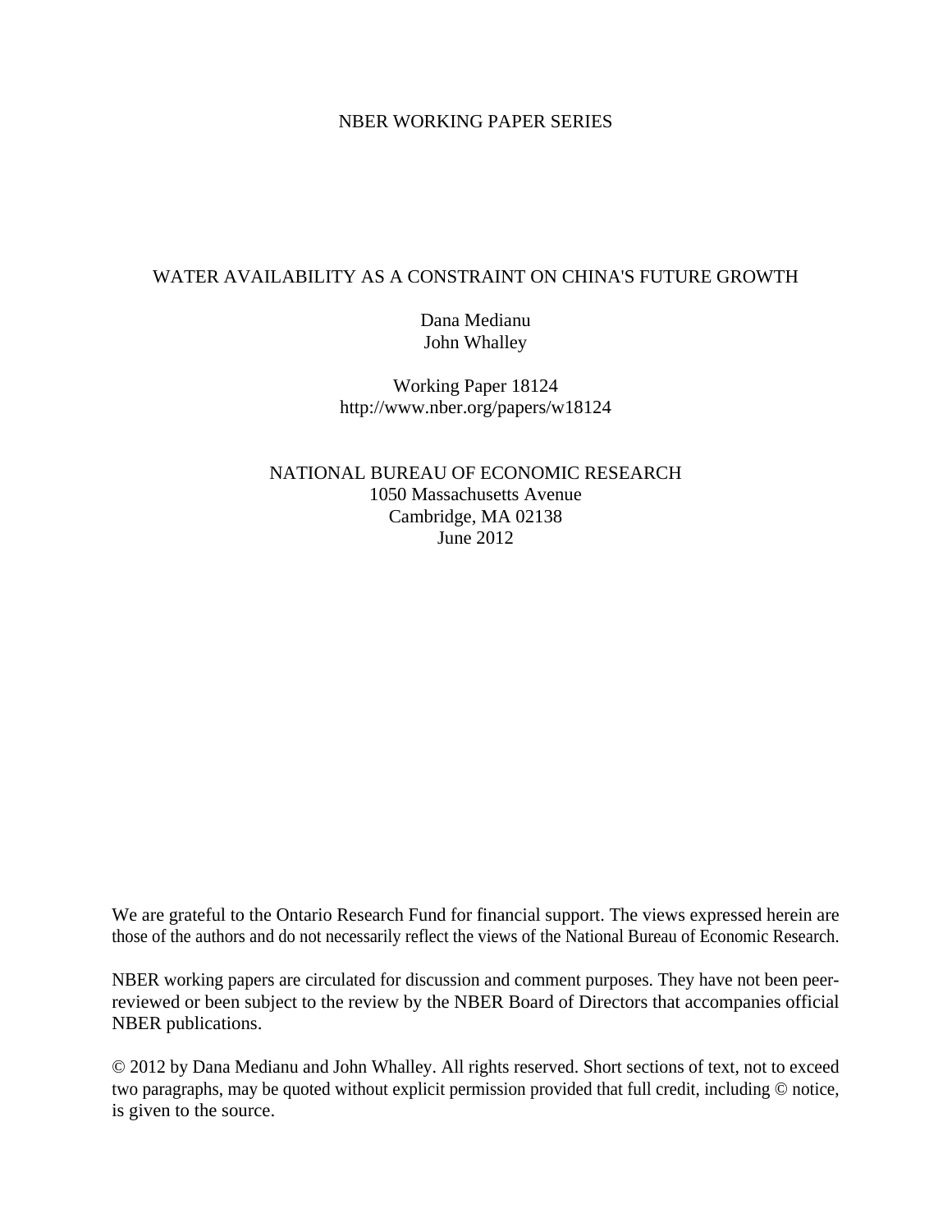NBER WORKING PAPER SERIES

# WATER AVAILABILITY AS A CONSTRAINT ON CHINA'S FUTURE GROWTH

Dana Medianu
John Whalley

Working Paper 18124
http://www.nber.org/papers/w18124

NATIONAL BUREAU OF ECONOMIC RESEARCH
1050 Massachusetts Avenue
Cambridge, MA 02138
June 2012

We are grateful to the Ontario Research Fund for financial support. The views expressed herein are those of the authors and do not necessarily reflect the views of the National Bureau of Economic Research.

NBER working papers are circulated for discussion and comment purposes. They have not been peer-reviewed or been subject to the review by the NBER Board of Directors that accompanies official NBER publications.

© 2012 by Dana Medianu and John Whalley. All rights reserved. Short sections of text, not to exceed two paragraphs, may be quoted without explicit permission provided that full credit, including © notice, is given to the source.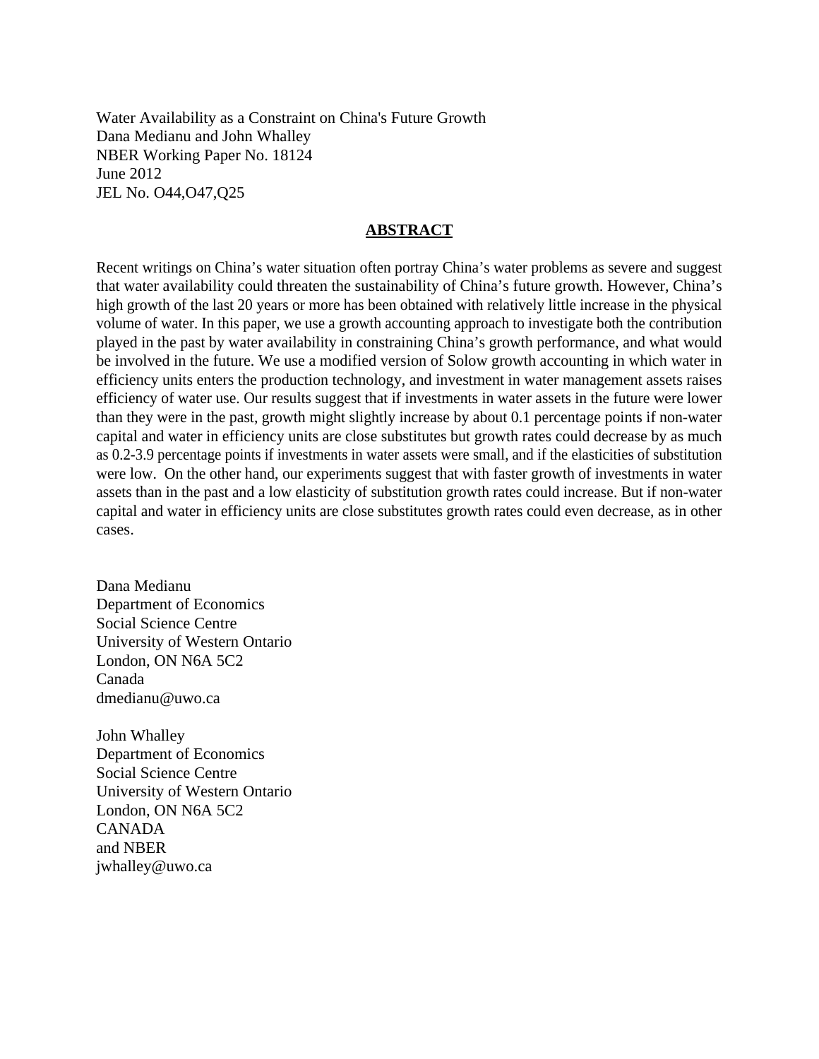Water Availability as a Constraint on China's Future Growth
Dana Medianu and John Whalley
NBER Working Paper No. 18124
June 2012
JEL No. O44,O47,Q25

## ABSTRACT

Recent writings on China's water situation often portray China's water problems as severe and suggest that water availability could threaten the sustainability of China's future growth. However, China's high growth of the last 20 years or more has been obtained with relatively little increase in the physical volume of water. In this paper, we use a growth accounting approach to investigate both the contribution played in the past by water availability in constraining China's growth performance, and what would be involved in the future. We use a modified version of Solow growth accounting in which water in efficiency units enters the production technology, and investment in water management assets raises efficiency of water use. Our results suggest that if investments in water assets in the future were lower than they were in the past, growth might slightly increase by about 0.1 percentage points if non-water capital and water in efficiency units are close substitutes but growth rates could decrease by as much as 0.2-3.9 percentage points if investments in water assets were small, and if the elasticities of substitution were low. On the other hand, our experiments suggest that with faster growth of investments in water assets than in the past and a low elasticity of substitution growth rates could increase. But if non-water capital and water in efficiency units are close substitutes growth rates could even decrease, as in other cases.

Dana Medianu
Department of Economics
Social Science Centre
University of Western Ontario
London, ON N6A 5C2
Canada
dmedianu@uwo.ca

John Whalley
Department of Economics
Social Science Centre
University of Western Ontario
London, ON N6A 5C2
CANADA
and NBER
jwhalley@uwo.ca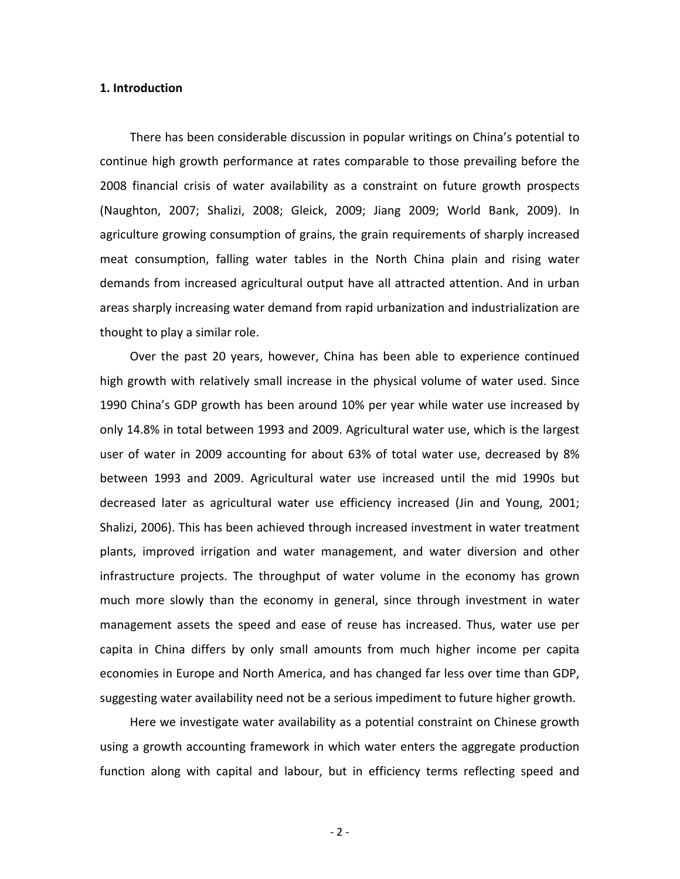**1. Introduction**

There has been considerable discussion in popular writings on China's potential to continue high growth performance at rates comparable to those prevailing before the 2008 financial crisis of water availability as a constraint on future growth prospects (Naughton, 2007; Shalizi, 2008; Gleick, 2009; Jiang 2009; World Bank, 2009). In agriculture growing consumption of grains, the grain requirements of sharply increased meat consumption, falling water tables in the North China plain and rising water demands from increased agricultural output have all attracted attention. And in urban areas sharply increasing water demand from rapid urbanization and industrialization are thought to play a similar role.

Over the past 20 years, however, China has been able to experience continued high growth with relatively small increase in the physical volume of water used. Since 1990 China's GDP growth has been around 10% per year while water use increased by only 14.8% in total between 1993 and 2009. Agricultural water use, which is the largest user of water in 2009 accounting for about 63% of total water use, decreased by 8% between 1993 and 2009. Agricultural water use increased until the mid 1990s but decreased later as agricultural water use efficiency increased (Jin and Young, 2001; Shalizi, 2006). This has been achieved through increased investment in water treatment plants, improved irrigation and water management, and water diversion and other infrastructure projects. The throughput of water volume in the economy has grown much more slowly than the economy in general, since through investment in water management assets the speed and ease of reuse has increased. Thus, water use per capita in China differs by only small amounts from much higher income per capita economies in Europe and North America, and has changed far less over time than GDP, suggesting water availability need not be a serious impediment to future higher growth.

Here we investigate water availability as a potential constraint on Chinese growth using a growth accounting framework in which water enters the aggregate production function along with capital and labour, but in efficiency terms reflecting speed and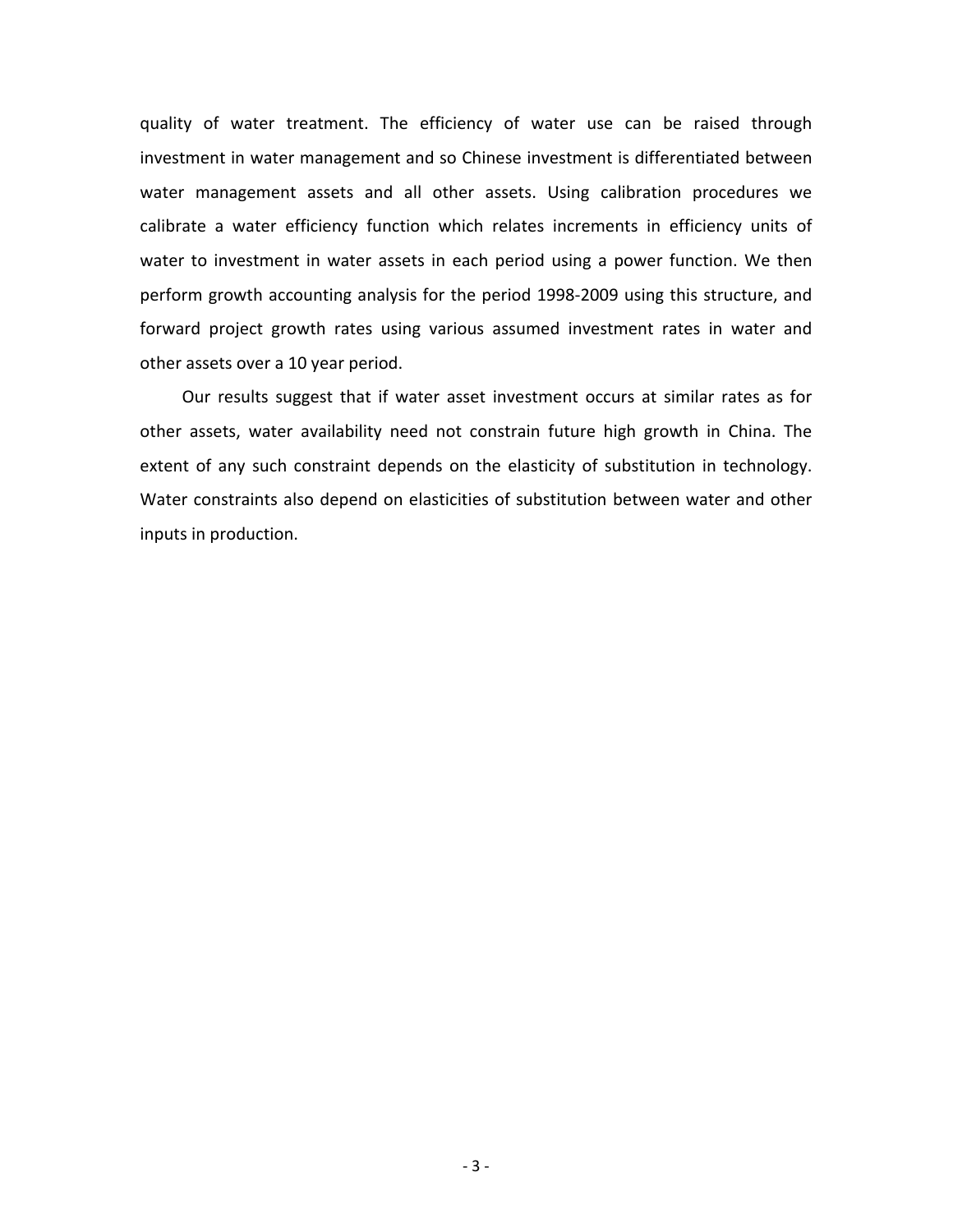quality of water treatment. The efficiency of water use can be raised through investment in water management and so Chinese investment is differentiated between water management assets and all other assets. Using calibration procedures we calibrate a water efficiency function which relates increments in efficiency units of water to investment in water assets in each period using a power function. We then perform growth accounting analysis for the period 1998-2009 using this structure, and forward project growth rates using various assumed investment rates in water and other assets over a 10 year period.

Our results suggest that if water asset investment occurs at similar rates as for other assets, water availability need not constrain future high growth in China. The extent of any such constraint depends on the elasticity of substitution in technology. Water constraints also depend on elasticities of substitution between water and other inputs in production.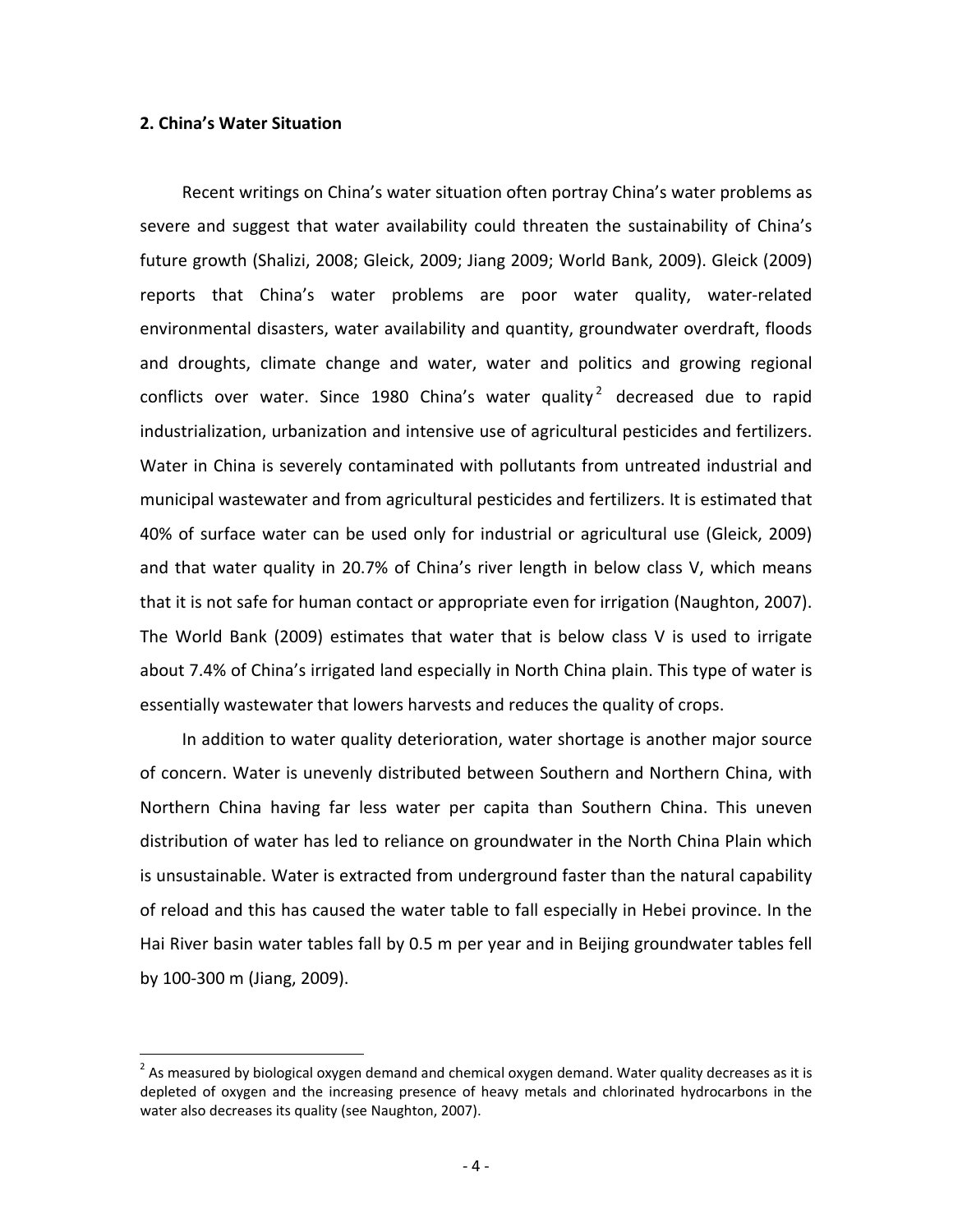## 2. China's Water Situation

Recent writings on China's water situation often portray China's water problems as severe and suggest that water availability could threaten the sustainability of China's future growth (Shalizi, 2008; Gleick, 2009; Jiang 2009; World Bank, 2009). Gleick (2009) reports that China's water problems are poor water quality, water-related environmental disasters, water availability and quantity, groundwater overdraft, floods and droughts, climate change and water, water and politics and growing regional conflicts over water. Since 1980 China's water quality[2] decreased due to rapid industrialization, urbanization and intensive use of agricultural pesticides and fertilizers. Water in China is severely contaminated with pollutants from untreated industrial and municipal wastewater and from agricultural pesticides and fertilizers. It is estimated that 40% of surface water can be used only for industrial or agricultural use (Gleick, 2009) and that water quality in 20.7% of China's river length in below class V, which means that it is not safe for human contact or appropriate even for irrigation (Naughton, 2007). The World Bank (2009) estimates that water that is below class V is used to irrigate about 7.4% of China's irrigated land especially in North China plain. This type of water is essentially wastewater that lowers harvests and reduces the quality of crops.

In addition to water quality deterioration, water shortage is another major source of concern. Water is unevenly distributed between Southern and Northern China, with Northern China having far less water per capita than Southern China. This uneven distribution of water has led to reliance on groundwater in the North China Plain which is unsustainable. Water is extracted from underground faster than the natural capability of reload and this has caused the water table to fall especially in Hebei province. In the Hai River basin water tables fall by 0.5 m per year and in Beijing groundwater tables fell by 100-300 m (Jiang, 2009).

[2] As measured by biological oxygen demand and chemical oxygen demand. Water quality decreases as it is depleted of oxygen and the increasing presence of heavy metals and chlorinated hydrocarbons in the water also decreases its quality (see Naughton, 2007).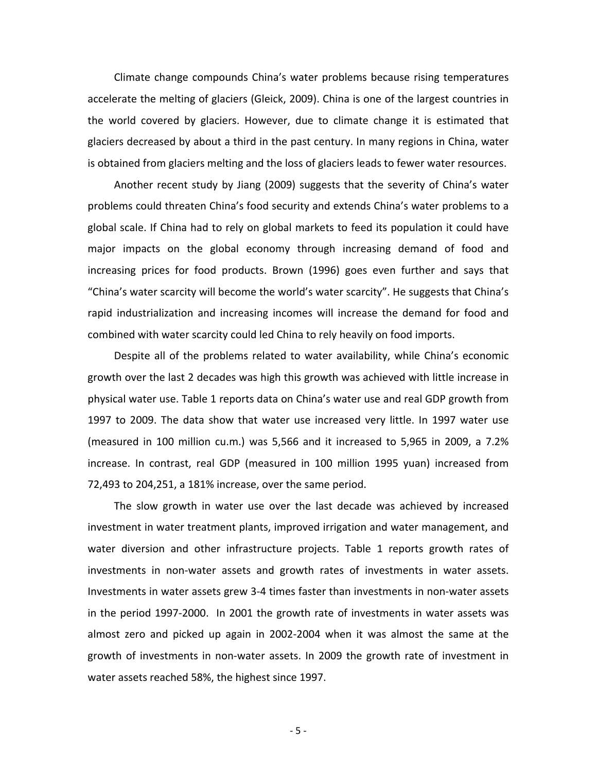Climate change compounds China's water problems because rising temperatures accelerate the melting of glaciers (Gleick, 2009). China is one of the largest countries in the world covered by glaciers. However, due to climate change it is estimated that glaciers decreased by about a third in the past century. In many regions in China, water is obtained from glaciers melting and the loss of glaciers leads to fewer water resources.

Another recent study by Jiang (2009) suggests that the severity of China's water problems could threaten China's food security and extends China's water problems to a global scale. If China had to rely on global markets to feed its population it could have major impacts on the global economy through increasing demand of food and increasing prices for food products. Brown (1996) goes even further and says that "China's water scarcity will become the world's water scarcity". He suggests that China's rapid industrialization and increasing incomes will increase the demand for food and combined with water scarcity could led China to rely heavily on food imports.

Despite all of the problems related to water availability, while China's economic growth over the last 2 decades was high this growth was achieved with little increase in physical water use. Table 1 reports data on China's water use and real GDP growth from 1997 to 2009. The data show that water use increased very little. In 1997 water use (measured in 100 million cu.m.) was 5,566 and it increased to 5,965 in 2009, a 7.2% increase. In contrast, real GDP (measured in 100 million 1995 yuan) increased from 72,493 to 204,251, a 181% increase, over the same period.

The slow growth in water use over the last decade was achieved by increased investment in water treatment plants, improved irrigation and water management, and water diversion and other infrastructure projects. Table 1 reports growth rates of investments in non-water assets and growth rates of investments in water assets. Investments in water assets grew 3-4 times faster than investments in non-water assets in the period 1997-2000. In 2001 the growth rate of investments in water assets was almost zero and picked up again in 2002-2004 when it was almost the same at the growth of investments in non-water assets. In 2009 the growth rate of investment in water assets reached 58%, the highest since 1997.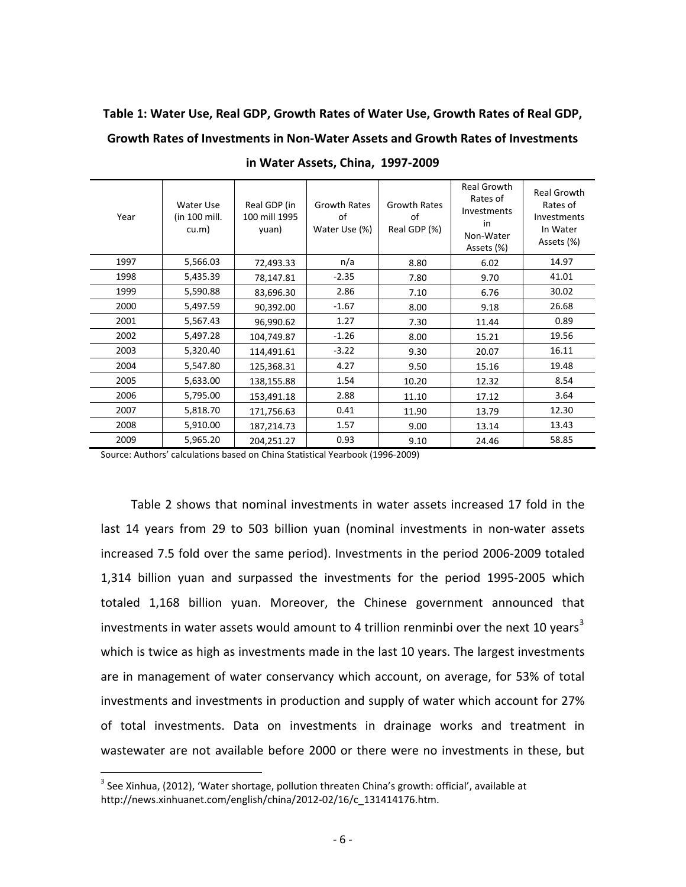**Table 1: Water Use, Real GDP, Growth Rates of Water Use, Growth Rates of Real GDP, Growth Rates of Investments in Non-Water Assets and Growth Rates of Investments in Water Assets, China, 1997-2009**

| Year | Water Use (in 100 mill. cu.m) | Real GDP (in 100 mill 1995 yuan) | Growth Rates of Water Use (%) | Growth Rates of Real GDP (%) | Real Growth Rates of Investments in Non-Water Assets (%) | Real Growth Rates of Investments In Water Assets (%) |
|---|---|---|---|---|---|---|
| 1997 | 5,566.03 | 72,493.33 | n/a | 8.80 | 6.02 | 14.97 |
| 1998 | 5,435.39 | 78,147.81 | -2.35 | 7.80 | 9.70 | 41.01 |
| 1999 | 5,590.88 | 83,696.30 | 2.86 | 7.10 | 6.76 | 30.02 |
| 2000 | 5,497.59 | 90,392.00 | -1.67 | 8.00 | 9.18 | 26.68 |
| 2001 | 5,567.43 | 96,990.62 | 1.27 | 7.30 | 11.44 | 0.89 |
| 2002 | 5,497.28 | 104,749.87 | -1.26 | 8.00 | 15.21 | 19.56 |
| 2003 | 5,320.40 | 114,491.61 | -3.22 | 9.30 | 20.07 | 16.11 |
| 2004 | 5,547.80 | 125,368.31 | 4.27 | 9.50 | 15.16 | 19.48 |
| 2005 | 5,633.00 | 138,155.88 | 1.54 | 10.20 | 12.32 | 8.54 |
| 2006 | 5,795.00 | 153,491.18 | 2.88 | 11.10 | 17.12 | 3.64 |
| 2007 | 5,818.70 | 171,756.63 | 0.41 | 11.90 | 13.79 | 12.30 |
| 2008 | 5,910.00 | 187,214.73 | 1.57 | 9.00 | 13.14 | 13.43 |
| 2009 | 5,965.20 | 204,251.27 | 0.93 | 9.10 | 24.46 | 58.85 |

Source: Authors' calculations based on China Statistical Yearbook (1996-2009)

Table 2 shows that nominal investments in water assets increased 17 fold in the last 14 years from 29 to 503 billion yuan (nominal investments in non-water assets increased 7.5 fold over the same period). Investments in the period 2006-2009 totaled 1,314 billion yuan and surpassed the investments for the period 1995-2005 which totaled 1,168 billion yuan. Moreover, the Chinese government announced that investments in water assets would amount to 4 trillion renminbi over the next 10 years[3] which is twice as high as investments made in the last 10 years. The largest investments are in management of water conservancy which account, on average, for 53% of total investments and investments in production and supply of water which account for 27% of total investments. Data on investments in drainage works and treatment in wastewater are not available before 2000 or there were no investments in these, but

[3] See Xinhua, (2012), 'Water shortage, pollution threaten China's growth: official', available at http://news.xinhuanet.com/english/china/2012-02/16/c_131414176.htm.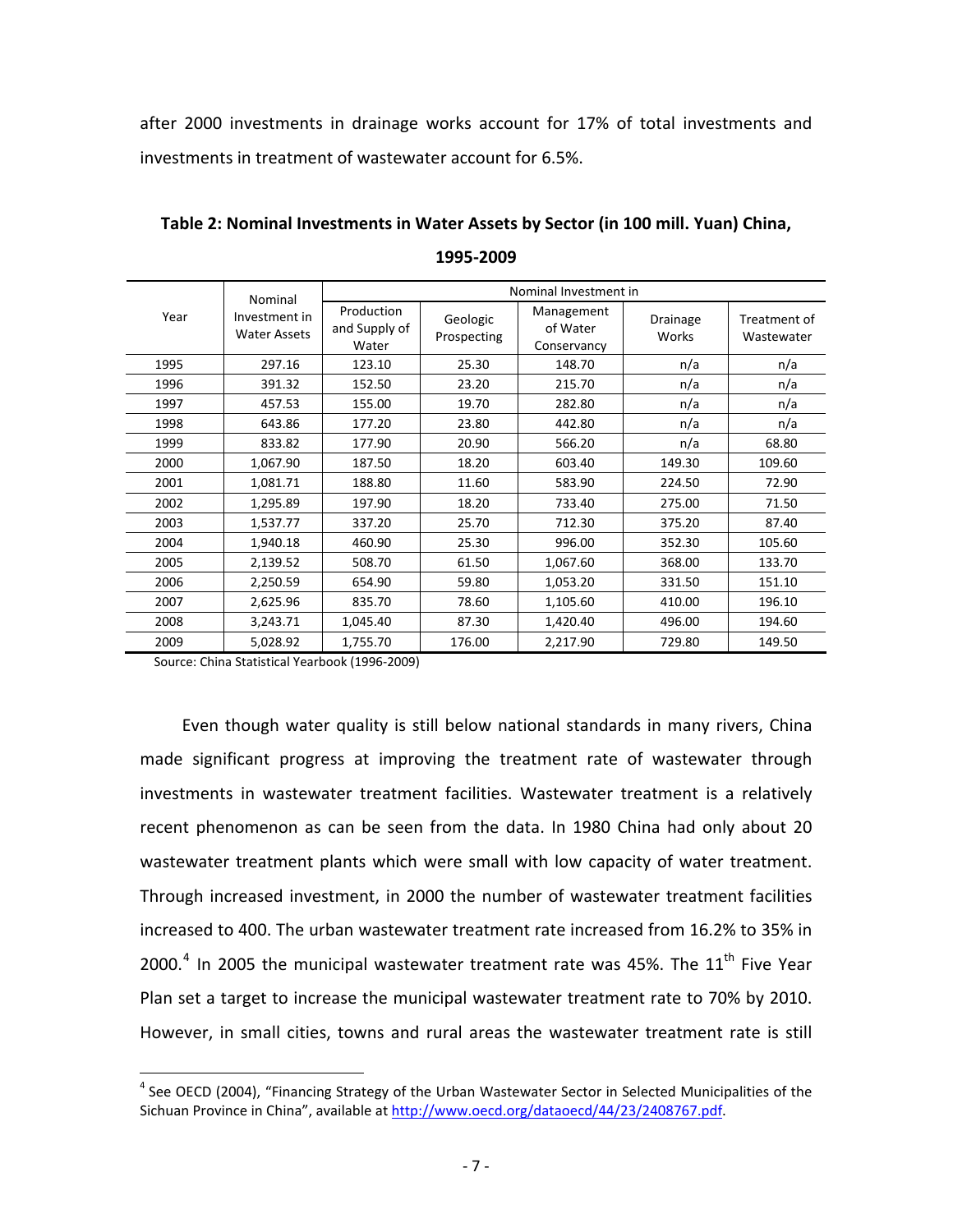after 2000 investments in drainage works account for 17% of total investments and investments in treatment of wastewater account for 6.5%.

**Table 2: Nominal Investments in Water Assets by Sector (in 100 mill. Yuan) China, 1995-2009**

| Year | Nominal Investment in Water Assets | Nominal Investment in | | | | |
|---|---|---|---|---|---|---|
| | | Production and Supply of Water | Geologic Prospecting | Management of Water Conservancy | Drainage Works | Treatment of Wastewater |
| 1995 | 297.16 | 123.10 | 25.30 | 148.70 | n/a | n/a |
| 1996 | 391.32 | 152.50 | 23.20 | 215.70 | n/a | n/a |
| 1997 | 457.53 | 155.00 | 19.70 | 282.80 | n/a | n/a |
| 1998 | 643.86 | 177.20 | 23.80 | 442.80 | n/a | n/a |
| 1999 | 833.82 | 177.90 | 20.90 | 566.20 | n/a | 68.80 |
| 2000 | 1,067.90 | 187.50 | 18.20 | 603.40 | 149.30 | 109.60 |
| 2001 | 1,081.71 | 188.80 | 11.60 | 583.90 | 224.50 | 72.90 |
| 2002 | 1,295.89 | 197.90 | 18.20 | 733.40 | 275.00 | 71.50 |
| 2003 | 1,537.77 | 337.20 | 25.70 | 712.30 | 375.20 | 87.40 |
| 2004 | 1,940.18 | 460.90 | 25.30 | 996.00 | 352.30 | 105.60 |
| 2005 | 2,139.52 | 508.70 | 61.50 | 1,067.60 | 368.00 | 133.70 |
| 2006 | 2,250.59 | 654.90 | 59.80 | 1,053.20 | 331.50 | 151.10 |
| 2007 | 2,625.96 | 835.70 | 78.60 | 1,105.60 | 410.00 | 196.10 |
| 2008 | 3,243.71 | 1,045.40 | 87.30 | 1,420.40 | 496.00 | 194.60 |
| 2009 | 5,028.92 | 1,755.70 | 176.00 | 2,217.90 | 729.80 | 149.50 |

Source: China Statistical Yearbook (1996-2009)

Even though water quality is still below national standards in many rivers, China made significant progress at improving the treatment rate of wastewater through investments in wastewater treatment facilities. Wastewater treatment is a relatively recent phenomenon as can be seen from the data. In 1980 China had only about 20 wastewater treatment plants which were small with low capacity of water treatment. Through increased investment, in 2000 the number of wastewater treatment facilities increased to 400. The urban wastewater treatment rate increased from 16.2% to 35% in 2000.[4] In 2005 the municipal wastewater treatment rate was 45%. The 11th Five Year Plan set a target to increase the municipal wastewater treatment rate to 70% by 2010. However, in small cities, towns and rural areas the wastewater treatment rate is still

[4] See OECD (2004), "Financing Strategy of the Urban Wastewater Sector in Selected Municipalities of the Sichuan Province in China", available at http://www.oecd.org/dataoecd/44/23/2408767.pdf.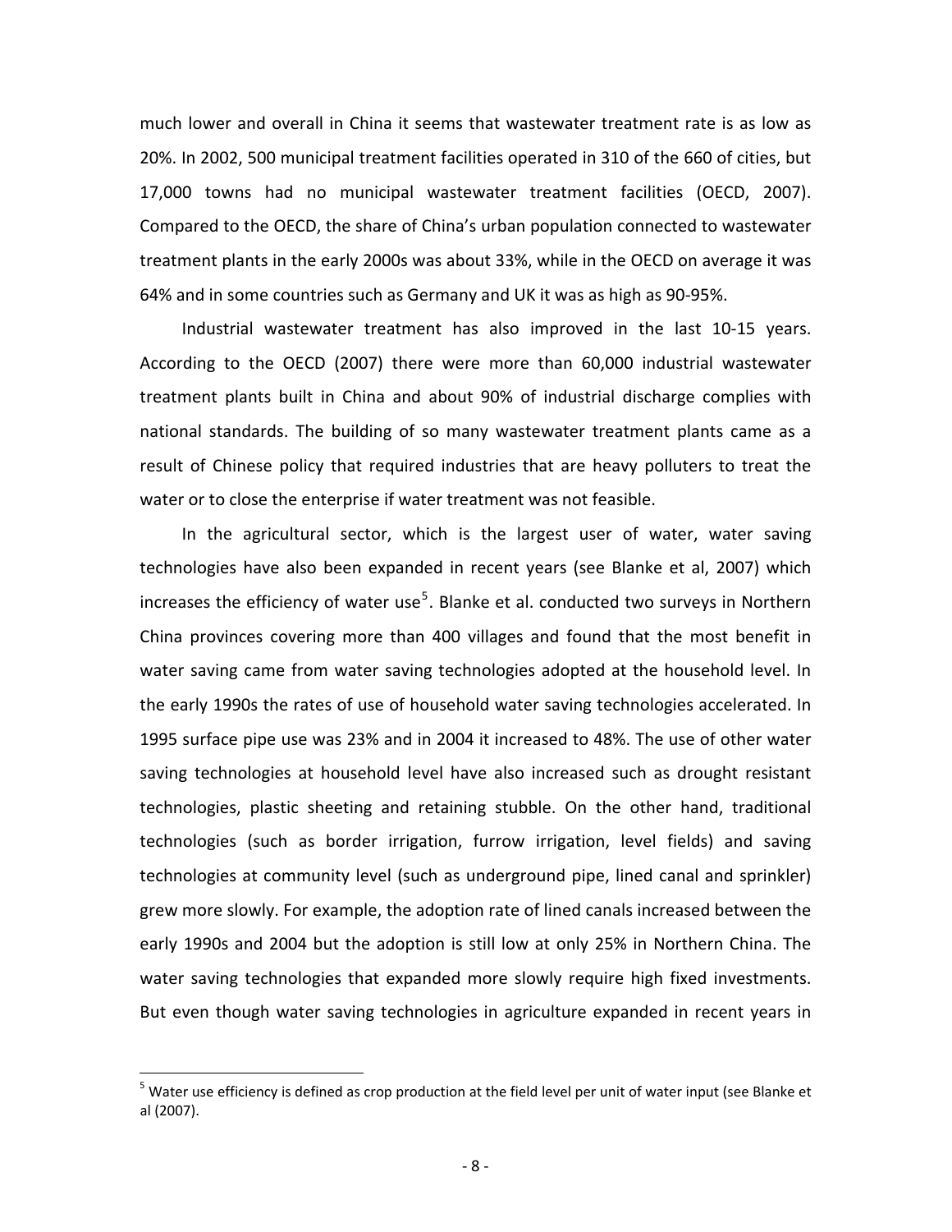much lower and overall in China it seems that wastewater treatment rate is as low as 20%. In 2002, 500 municipal treatment facilities operated in 310 of the 660 of cities, but 17,000 towns had no municipal wastewater treatment facilities (OECD, 2007). Compared to the OECD, the share of China's urban population connected to wastewater treatment plants in the early 2000s was about 33%, while in the OECD on average it was 64% and in some countries such as Germany and UK it was as high as 90-95%.

Industrial wastewater treatment has also improved in the last 10-15 years. According to the OECD (2007) there were more than 60,000 industrial wastewater treatment plants built in China and about 90% of industrial discharge complies with national standards. The building of so many wastewater treatment plants came as a result of Chinese policy that required industries that are heavy polluters to treat the water or to close the enterprise if water treatment was not feasible.

In the agricultural sector, which is the largest user of water, water saving technologies have also been expanded in recent years (see Blanke et al, 2007) which increases the efficiency of water use[5]. Blanke et al. conducted two surveys in Northern China provinces covering more than 400 villages and found that the most benefit in water saving came from water saving technologies adopted at the household level. In the early 1990s the rates of use of household water saving technologies accelerated. In 1995 surface pipe use was 23% and in 2004 it increased to 48%. The use of other water saving technologies at household level have also increased such as drought resistant technologies, plastic sheeting and retaining stubble. On the other hand, traditional technologies (such as border irrigation, furrow irrigation, level fields) and saving technologies at community level (such as underground pipe, lined canal and sprinkler) grew more slowly. For example, the adoption rate of lined canals increased between the early 1990s and 2004 but the adoption is still low at only 25% in Northern China. The water saving technologies that expanded more slowly require high fixed investments. But even though water saving technologies in agriculture expanded in recent years in

[5] Water use efficiency is defined as crop production at the field level per unit of water input (see Blanke et al (2007).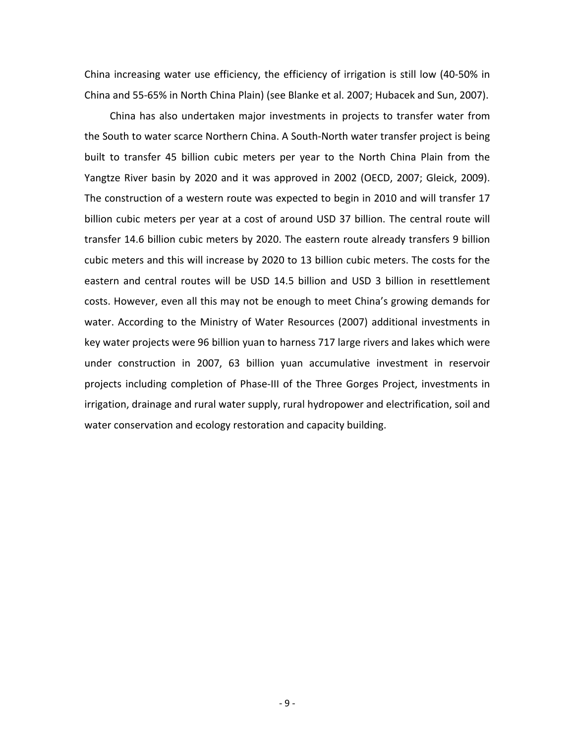China increasing water use efficiency, the efficiency of irrigation is still low (40-50% in China and 55-65% in North China Plain) (see Blanke et al. 2007; Hubacek and Sun, 2007).

China has also undertaken major investments in projects to transfer water from the South to water scarce Northern China. A South-North water transfer project is being built to transfer 45 billion cubic meters per year to the North China Plain from the Yangtze River basin by 2020 and it was approved in 2002 (OECD, 2007; Gleick, 2009). The construction of a western route was expected to begin in 2010 and will transfer 17 billion cubic meters per year at a cost of around USD 37 billion. The central route will transfer 14.6 billion cubic meters by 2020. The eastern route already transfers 9 billion cubic meters and this will increase by 2020 to 13 billion cubic meters. The costs for the eastern and central routes will be USD 14.5 billion and USD 3 billion in resettlement costs. However, even all this may not be enough to meet China's growing demands for water. According to the Ministry of Water Resources (2007) additional investments in key water projects were 96 billion yuan to harness 717 large rivers and lakes which were under construction in 2007, 63 billion yuan accumulative investment in reservoir projects including completion of Phase-III of the Three Gorges Project, investments in irrigation, drainage and rural water supply, rural hydropower and electrification, soil and water conservation and ecology restoration and capacity building.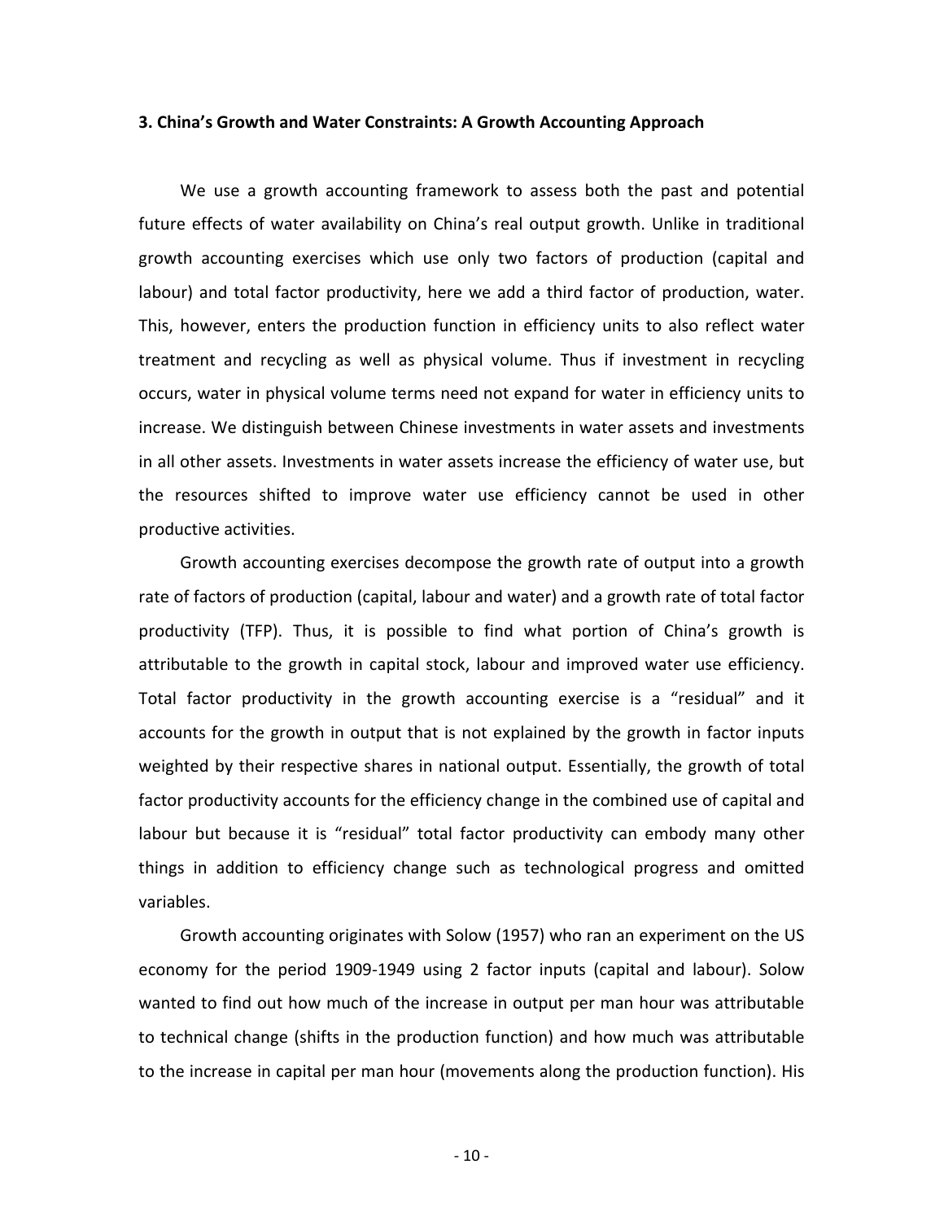### 3. China's Growth and Water Constraints: A Growth Accounting Approach

We use a growth accounting framework to assess both the past and potential future effects of water availability on China's real output growth. Unlike in traditional growth accounting exercises which use only two factors of production (capital and labour) and total factor productivity, here we add a third factor of production, water. This, however, enters the production function in efficiency units to also reflect water treatment and recycling as well as physical volume. Thus if investment in recycling occurs, water in physical volume terms need not expand for water in efficiency units to increase. We distinguish between Chinese investments in water assets and investments in all other assets. Investments in water assets increase the efficiency of water use, but the resources shifted to improve water use efficiency cannot be used in other productive activities.

Growth accounting exercises decompose the growth rate of output into a growth rate of factors of production (capital, labour and water) and a growth rate of total factor productivity (TFP). Thus, it is possible to find what portion of China's growth is attributable to the growth in capital stock, labour and improved water use efficiency. Total factor productivity in the growth accounting exercise is a "residual" and it accounts for the growth in output that is not explained by the growth in factor inputs weighted by their respective shares in national output. Essentially, the growth of total factor productivity accounts for the efficiency change in the combined use of capital and labour but because it is "residual" total factor productivity can embody many other things in addition to efficiency change such as technological progress and omitted variables.

Growth accounting originates with Solow (1957) who ran an experiment on the US economy for the period 1909-1949 using 2 factor inputs (capital and labour). Solow wanted to find out how much of the increase in output per man hour was attributable to technical change (shifts in the production function) and how much was attributable to the increase in capital per man hour (movements along the production function). His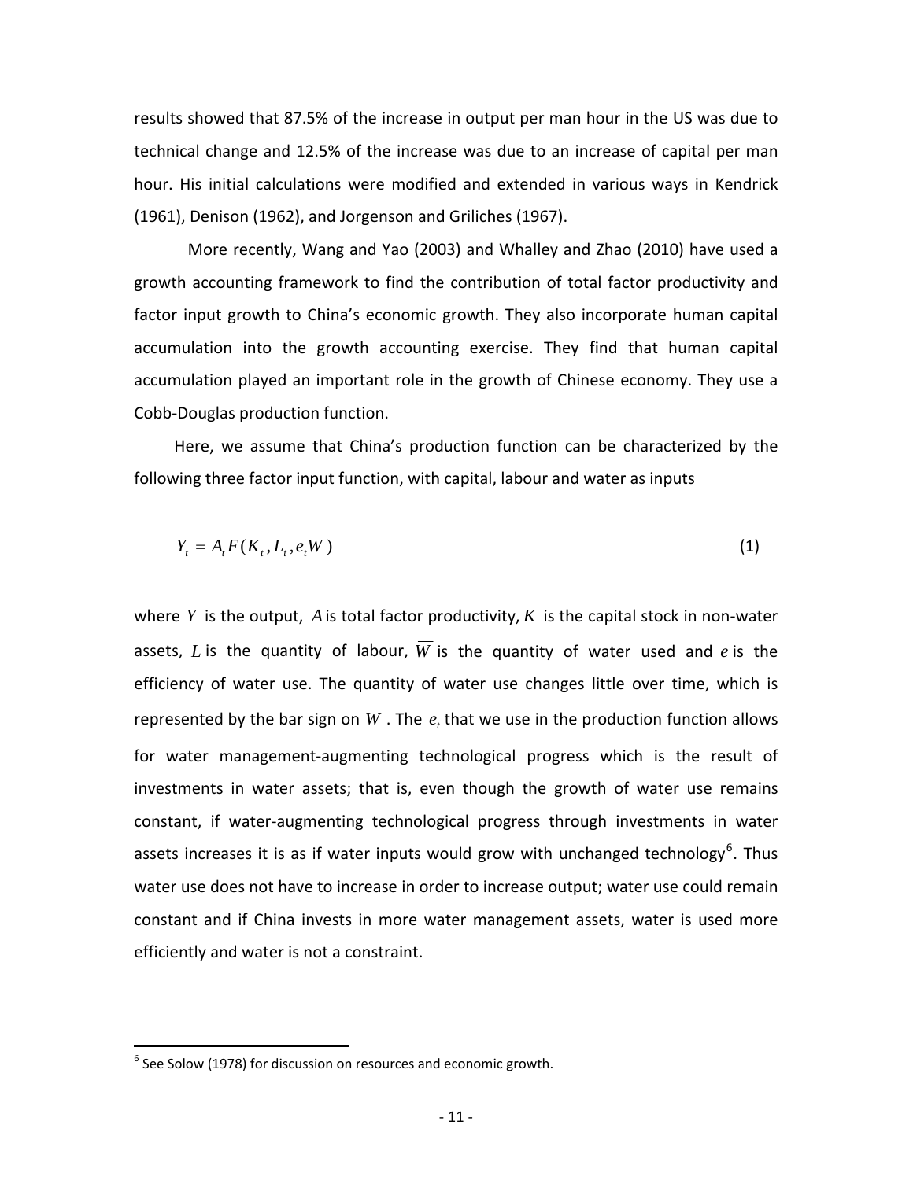results showed that 87.5% of the increase in output per man hour in the US was due to technical change and 12.5% of the increase was due to an increase of capital per man hour. His initial calculations were modified and extended in various ways in Kendrick (1961), Denison (1962), and Jorgenson and Griliches (1967).

More recently, Wang and Yao (2003) and Whalley and Zhao (2010) have used a growth accounting framework to find the contribution of total factor productivity and factor input growth to China's economic growth. They also incorporate human capital accumulation into the growth accounting exercise. They find that human capital accumulation played an important role in the growth of Chinese economy. They use a Cobb-Douglas production function.

Here, we assume that China's production function can be characterized by the following three factor input function, with capital, labour and water as inputs

$$Y_t = A_t F(K_t, L_t, e_t \overline{W}) \tag{1}$$

where $Y$ is the output, $A$ is total factor productivity, $K$ is the capital stock in non-water assets, $L$ is the quantity of labour, $\overline{W}$ is the quantity of water used and $e$ is the efficiency of water use. The quantity of water use changes little over time, which is represented by the bar sign on $\overline{W}$. The $e_t$ that we use in the production function allows for water management-augmenting technological progress which is the result of investments in water assets; that is, even though the growth of water use remains constant, if water-augmenting technological progress through investments in water assets increases it is as if water inputs would grow with unchanged technology[6]. Thus water use does not have to increase in order to increase output; water use could remain constant and if China invests in more water management assets, water is used more efficiently and water is not a constraint.

[6] See Solow (1978) for discussion on resources and economic growth.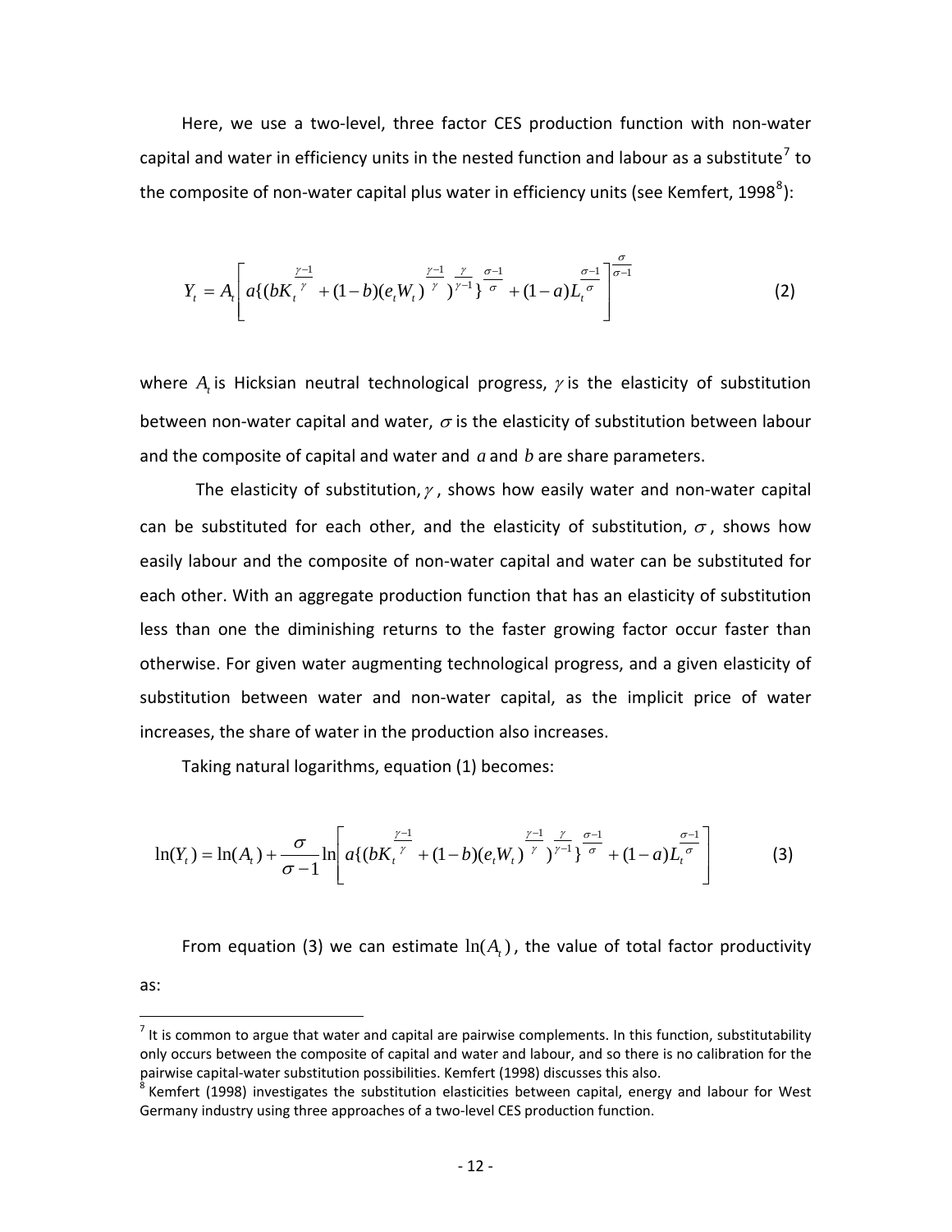Here, we use a two-level, three factor CES production function with non-water capital and water in efficiency units in the nested function and labour as a substitute[7] to the composite of non-water capital plus water in efficiency units (see Kemfert, 1998[8]):

$$Y_t = A_t \left[ a\{(bK_t^{\frac{\gamma-1}{\gamma}} + (1-b)(e_t W_t)^{\frac{\gamma-1}{\gamma}})^{\frac{\gamma}{\gamma-1}}\}^{\frac{\sigma-1}{\sigma}} + (1-a)L_t^{\frac{\sigma-1}{\sigma}} \right]^{\frac{\sigma}{\sigma-1}} \tag{2}$$

where $A_t$ is Hicksian neutral technological progress, $\gamma$ is the elasticity of substitution between non-water capital and water, $\sigma$ is the elasticity of substitution between labour and the composite of capital and water and $a$ and $b$ are share parameters.

The elasticity of substitution, $\gamma$, shows how easily water and non-water capital can be substituted for each other, and the elasticity of substitution, $\sigma$, shows how easily labour and the composite of non-water capital and water can be substituted for each other. With an aggregate production function that has an elasticity of substitution less than one the diminishing returns to the faster growing factor occur faster than otherwise. For given water augmenting technological progress, and a given elasticity of substitution between water and non-water capital, as the implicit price of water increases, the share of water in the production also increases.

Taking natural logarithms, equation (1) becomes:

$$\ln(Y_t) = \ln(A_t) + \frac{\sigma}{\sigma-1} \ln \left[ a\{(bK_t^{\frac{\gamma-1}{\gamma}} + (1-b)(e_t W_t)^{\frac{\gamma-1}{\gamma}})^{\frac{\gamma}{\gamma-1}}\}^{\frac{\sigma-1}{\sigma}} + (1-a)L_t^{\frac{\sigma-1}{\sigma}} \right] \tag{3}$$

From equation (3) we can estimate $\ln(A_t)$, the value of total factor productivity as:

---

[7] It is common to argue that water and capital are pairwise complements. In this function, substitutability only occurs between the composite of capital and water and labour, and so there is no calibration for the pairwise capital-water substitution possibilities. Kemfert (1998) discusses this also.

[8] Kemfert (1998) investigates the substitution elasticities between capital, energy and labour for West Germany industry using three approaches of a two-level CES production function.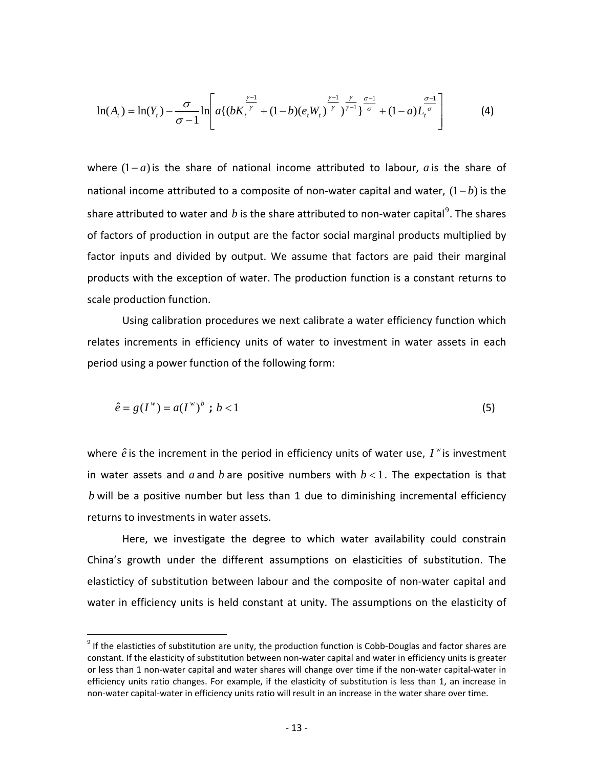$$\ln(A_t) = \ln(Y_t) - \frac{\sigma}{\sigma - 1}\ln\left[ a\{(bK_t^{\frac{\gamma-1}{\gamma}} + (1-b)(e_t W_t)^{\frac{\gamma-1}{\gamma}})^{\frac{\gamma}{\gamma-1}}\}^{\frac{\sigma-1}{\sigma}} + (1-a)L_t^{\frac{\sigma-1}{\sigma}} \right] \quad (4)$$

where $(1-a)$ is the share of national income attributed to labour, $a$ is the share of national income attributed to a composite of non-water capital and water, $(1-b)$ is the share attributed to water and $b$ is the share attributed to non-water capital[9]. The shares of factors of production in output are the factor social marginal products multiplied by factor inputs and divided by output. We assume that factors are paid their marginal products with the exception of water. The production function is a constant returns to scale production function.

Using calibration procedures we next calibrate a water efficiency function which relates increments in efficiency units of water to investment in water assets in each period using a power function of the following form:

$$\hat{e} = g(I^w) = a(I^w)^b \text{ ; } b < 1 \quad (5)$$

where $\hat{e}$ is the increment in the period in efficiency units of water use, $I^w$ is investment in water assets and $a$ and $b$ are positive numbers with $b < 1$. The expectation is that $b$ will be a positive number but less than 1 due to diminishing incremental efficiency returns to investments in water assets.

Here, we investigate the degree to which water availability could constrain China's growth under the different assumptions on elasticities of substitution. The elasticticy of substitution between labour and the composite of non-water capital and water in efficiency units is held constant at unity. The assumptions on the elasticity of

[9] If the elasticties of substitution are unity, the production function is Cobb-Douglas and factor shares are constant. If the elasticity of substitution between non-water capital and water in efficiency units is greater or less than 1 non-water capital and water shares will change over time if the non-water capital-water in efficiency units ratio changes. For example, if the elasticity of substitution is less than 1, an increase in non-water capital-water in efficiency units ratio will result in an increase in the water share over time.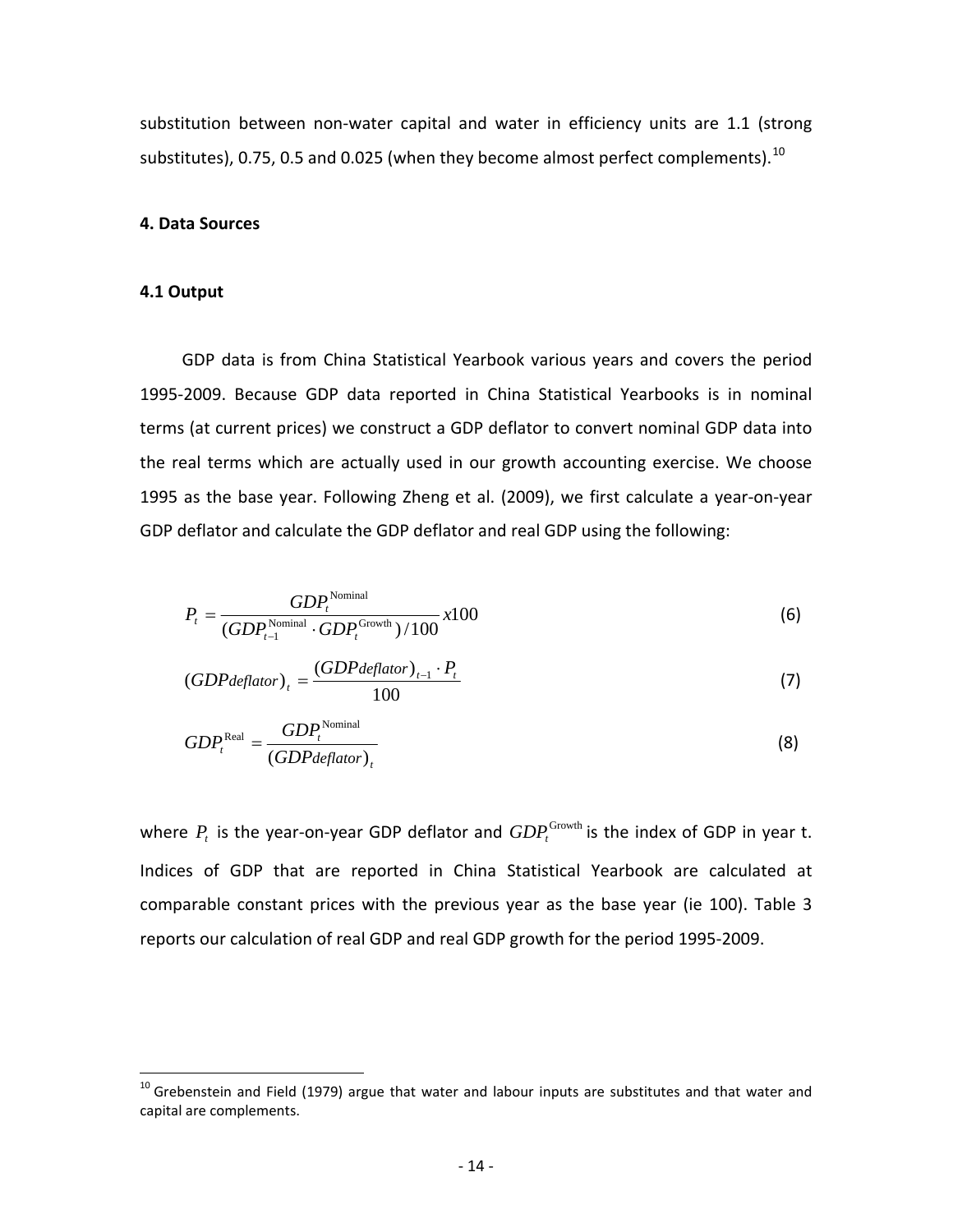substitution between non-water capital and water in efficiency units are 1.1 (strong substitutes), 0.75, 0.5 and 0.025 (when they become almost perfect complements).[10]

## 4. Data Sources

### 4.1 Output

GDP data is from China Statistical Yearbook various years and covers the period 1995-2009. Because GDP data reported in China Statistical Yearbooks is in nominal terms (at current prices) we construct a GDP deflator to convert nominal GDP data into the real terms which are actually used in our growth accounting exercise. We choose 1995 as the base year. Following Zheng et al. (2009), we first calculate a year-on-year GDP deflator and calculate the GDP deflator and real GDP using the following:

$$P_t = \frac{GDP_t^{\text{Nominal}}}{(GDP_{t-1}^{\text{Nominal}} \cdot GDP_t^{\text{Growth}})/100} x100 \tag{6}$$

$$(GDPdeflator)_t = \frac{(GDPdeflator)_{t-1} \cdot P_t}{100} \tag{7}$$

$$GDP_t^{\text{Real}} = \frac{GDP_t^{\text{Nominal}}}{(GDPdeflator)_t} \tag{8}$$

where $P_t$ is the year-on-year GDP deflator and $GDP_t^{\text{Growth}}$ is the index of GDP in year t. Indices of GDP that are reported in China Statistical Yearbook are calculated at comparable constant prices with the previous year as the base year (ie 100). Table 3 reports our calculation of real GDP and real GDP growth for the period 1995-2009.

[10] Grebenstein and Field (1979) argue that water and labour inputs are substitutes and that water and capital are complements.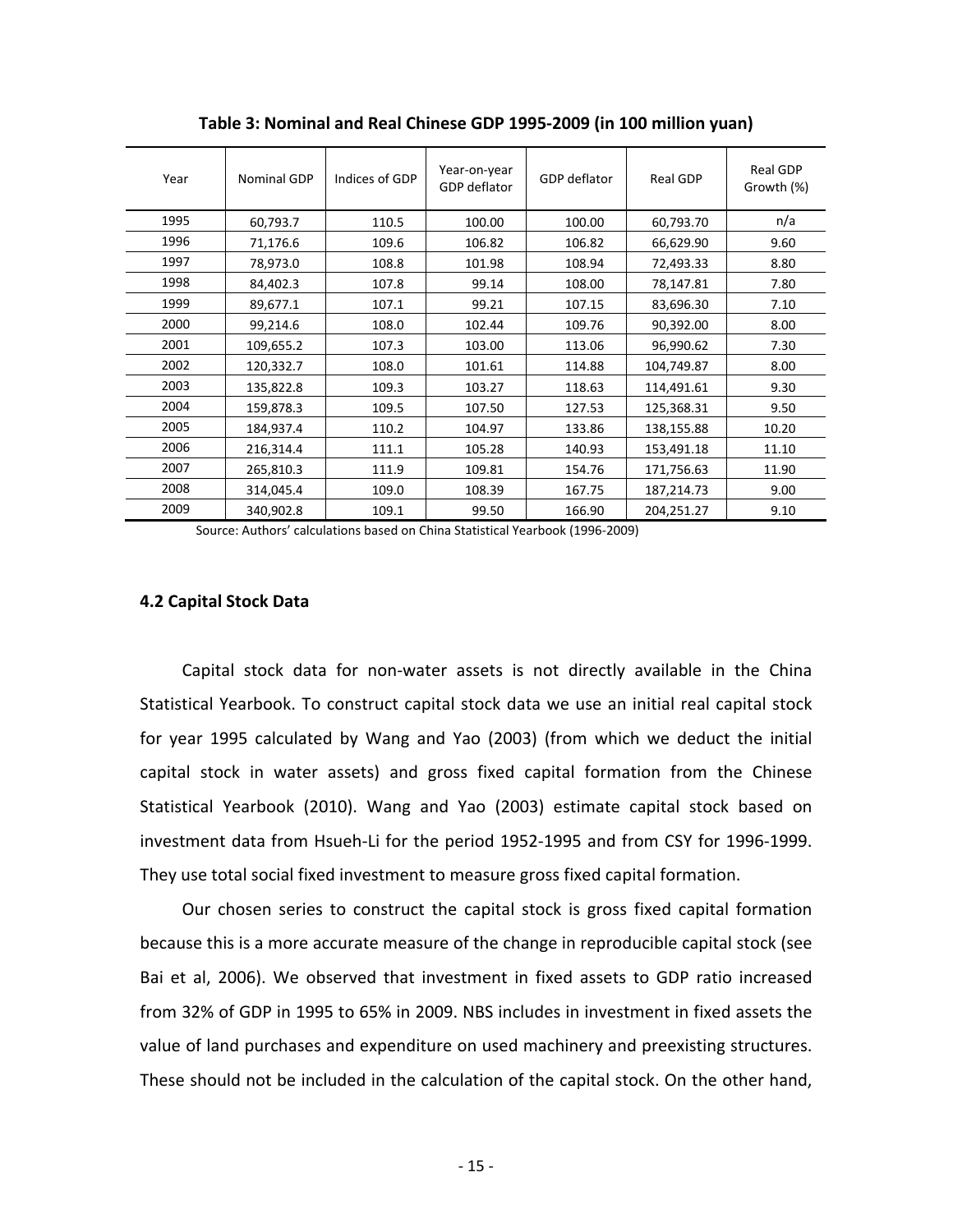**Table 3: Nominal and Real Chinese GDP 1995-2009 (in 100 million yuan)**

| Year | Nominal GDP | Indices of GDP | Year-on-year GDP deflator | GDP deflator | Real GDP | Real GDP Growth (%) |
|---|---|---|---|---|---|---|
| 1995 | 60,793.7 | 110.5 | 100.00 | 100.00 | 60,793.70 | n/a |
| 1996 | 71,176.6 | 109.6 | 106.82 | 106.82 | 66,629.90 | 9.60 |
| 1997 | 78,973.0 | 108.8 | 101.98 | 108.94 | 72,493.33 | 8.80 |
| 1998 | 84,402.3 | 107.8 | 99.14 | 108.00 | 78,147.81 | 7.80 |
| 1999 | 89,677.1 | 107.1 | 99.21 | 107.15 | 83,696.30 | 7.10 |
| 2000 | 99,214.6 | 108.0 | 102.44 | 109.76 | 90,392.00 | 8.00 |
| 2001 | 109,655.2 | 107.3 | 103.00 | 113.06 | 96,990.62 | 7.30 |
| 2002 | 120,332.7 | 108.0 | 101.61 | 114.88 | 104,749.87 | 8.00 |
| 2003 | 135,822.8 | 109.3 | 103.27 | 118.63 | 114,491.61 | 9.30 |
| 2004 | 159,878.3 | 109.5 | 107.50 | 127.53 | 125,368.31 | 9.50 |
| 2005 | 184,937.4 | 110.2 | 104.97 | 133.86 | 138,155.88 | 10.20 |
| 2006 | 216,314.4 | 111.1 | 105.28 | 140.93 | 153,491.18 | 11.10 |
| 2007 | 265,810.3 | 111.9 | 109.81 | 154.76 | 171,756.63 | 11.90 |
| 2008 | 314,045.4 | 109.0 | 108.39 | 167.75 | 187,214.73 | 9.00 |
| 2009 | 340,902.8 | 109.1 | 99.50 | 166.90 | 204,251.27 | 9.10 |

Source: Authors' calculations based on China Statistical Yearbook (1996-2009)

### 4.2 Capital Stock Data

Capital stock data for non-water assets is not directly available in the China Statistical Yearbook. To construct capital stock data we use an initial real capital stock for year 1995 calculated by Wang and Yao (2003) (from which we deduct the initial capital stock in water assets) and gross fixed capital formation from the Chinese Statistical Yearbook (2010). Wang and Yao (2003) estimate capital stock based on investment data from Hsueh-Li for the period 1952-1995 and from CSY for 1996-1999. They use total social fixed investment to measure gross fixed capital formation.

Our chosen series to construct the capital stock is gross fixed capital formation because this is a more accurate measure of the change in reproducible capital stock (see Bai et al, 2006). We observed that investment in fixed assets to GDP ratio increased from 32% of GDP in 1995 to 65% in 2009. NBS includes in investment in fixed assets the value of land purchases and expenditure on used machinery and preexisting structures. These should not be included in the calculation of the capital stock. On the other hand,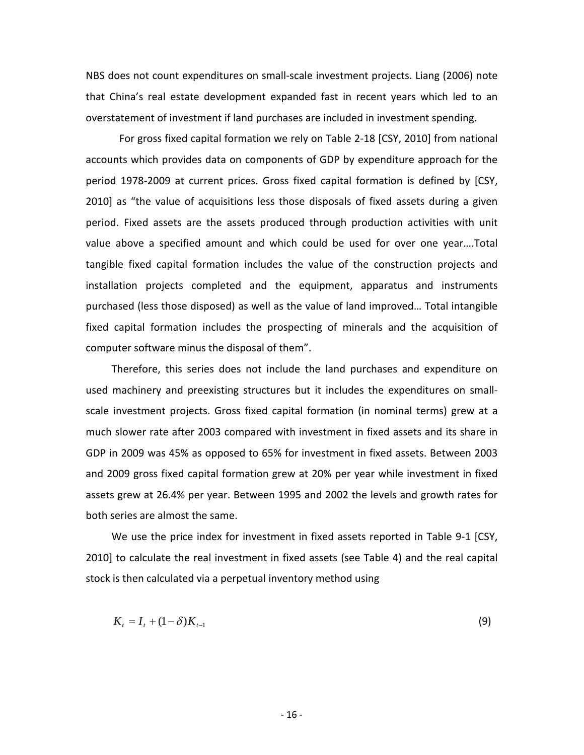NBS does not count expenditures on small-scale investment projects. Liang (2006) note that China's real estate development expanded fast in recent years which led to an overstatement of investment if land purchases are included in investment spending.

For gross fixed capital formation we rely on Table 2-18 [CSY, 2010] from national accounts which provides data on components of GDP by expenditure approach for the period 1978-2009 at current prices. Gross fixed capital formation is defined by [CSY, 2010] as "the value of acquisitions less those disposals of fixed assets during a given period. Fixed assets are the assets produced through production activities with unit value above a specified amount and which could be used for over one year….Total tangible fixed capital formation includes the value of the construction projects and installation projects completed and the equipment, apparatus and instruments purchased (less those disposed) as well as the value of land improved… Total intangible fixed capital formation includes the prospecting of minerals and the acquisition of computer software minus the disposal of them".

Therefore, this series does not include the land purchases and expenditure on used machinery and preexisting structures but it includes the expenditures on small-scale investment projects. Gross fixed capital formation (in nominal terms) grew at a much slower rate after 2003 compared with investment in fixed assets and its share in GDP in 2009 was 45% as opposed to 65% for investment in fixed assets. Between 2003 and 2009 gross fixed capital formation grew at 20% per year while investment in fixed assets grew at 26.4% per year. Between 1995 and 2002 the levels and growth rates for both series are almost the same.

We use the price index for investment in fixed assets reported in Table 9-1 [CSY, 2010] to calculate the real investment in fixed assets (see Table 4) and the real capital stock is then calculated via a perpetual inventory method using

$$K_t = I_t + (1-\delta)K_{t-1} \tag{9}$$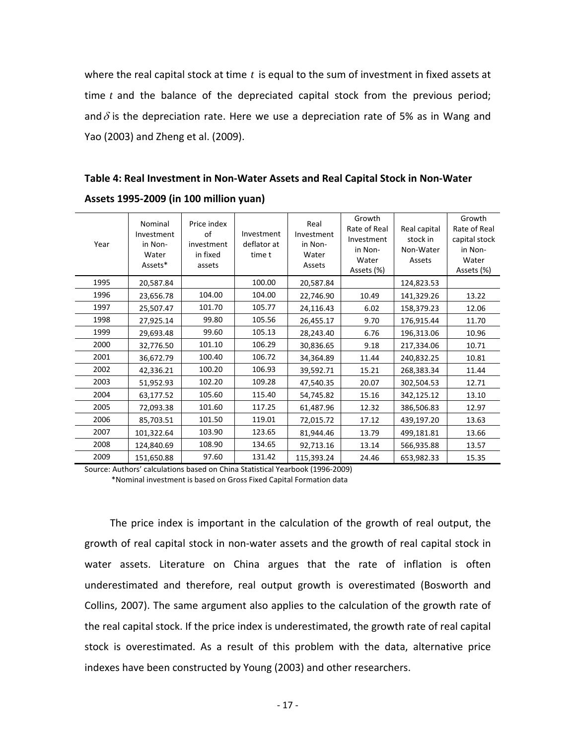where the real capital stock at time $t$ is equal to the sum of investment in fixed assets at time $t$ and the balance of the depreciated capital stock from the previous period; and $\delta$ is the depreciation rate. Here we use a depreciation rate of 5% as in Wang and Yao (2003) and Zheng et al. (2009).

**Table 4: Real Investment in Non-Water Assets and Real Capital Stock in Non-Water Assets 1995-2009 (in 100 million yuan)**

| Year | Nominal Investment in Non-Water Assets* | Price index of investment in fixed assets | Investment deflator at time t | Real Investment in Non-Water Assets | Growth Rate of Real Investment in Non-Water Assets (%) | Real capital stock in Non-Water Assets | Growth Rate of Real capital stock in Non-Water Assets (%) |
|---|---|---|---|---|---|---|---|
| 1995 | 20,587.84 | | 100.00 | 20,587.84 | | 124,823.53 | |
| 1996 | 23,656.78 | 104.00 | 104.00 | 22,746.90 | 10.49 | 141,329.26 | 13.22 |
| 1997 | 25,507.47 | 101.70 | 105.77 | 24,116.43 | 6.02 | 158,379.23 | 12.06 |
| 1998 | 27,925.14 | 99.80 | 105.56 | 26,455.17 | 9.70 | 176,915.44 | 11.70 |
| 1999 | 29,693.48 | 99.60 | 105.13 | 28,243.40 | 6.76 | 196,313.06 | 10.96 |
| 2000 | 32,776.50 | 101.10 | 106.29 | 30,836.65 | 9.18 | 217,334.06 | 10.71 |
| 2001 | 36,672.79 | 100.40 | 106.72 | 34,364.89 | 11.44 | 240,832.25 | 10.81 |
| 2002 | 42,336.21 | 100.20 | 106.93 | 39,592.71 | 15.21 | 268,383.34 | 11.44 |
| 2003 | 51,952.93 | 102.20 | 109.28 | 47,540.35 | 20.07 | 302,504.53 | 12.71 |
| 2004 | 63,177.52 | 105.60 | 115.40 | 54,745.82 | 15.16 | 342,125.12 | 13.10 |
| 2005 | 72,093.38 | 101.60 | 117.25 | 61,487.96 | 12.32 | 386,506.83 | 12.97 |
| 2006 | 85,703.51 | 101.50 | 119.01 | 72,015.72 | 17.12 | 439,197.20 | 13.63 |
| 2007 | 101,322.64 | 103.90 | 123.65 | 81,944.46 | 13.79 | 499,181.81 | 13.66 |
| 2008 | 124,840.69 | 108.90 | 134.65 | 92,713.16 | 13.14 | 566,935.88 | 13.57 |
| 2009 | 151,650.88 | 97.60 | 131.42 | 115,393.24 | 24.46 | 653,982.33 | 15.35 |

Source: Authors' calculations based on China Statistical Yearbook (1996-2009)

*Nominal investment is based on Gross Fixed Capital Formation data

The price index is important in the calculation of the growth of real output, the growth of real capital stock in non-water assets and the growth of real capital stock in water assets. Literature on China argues that the rate of inflation is often underestimated and therefore, real output growth is overestimated (Bosworth and Collins, 2007). The same argument also applies to the calculation of the growth rate of the real capital stock. If the price index is underestimated, the growth rate of real capital stock is overestimated. As a result of this problem with the data, alternative price indexes have been constructed by Young (2003) and other researchers.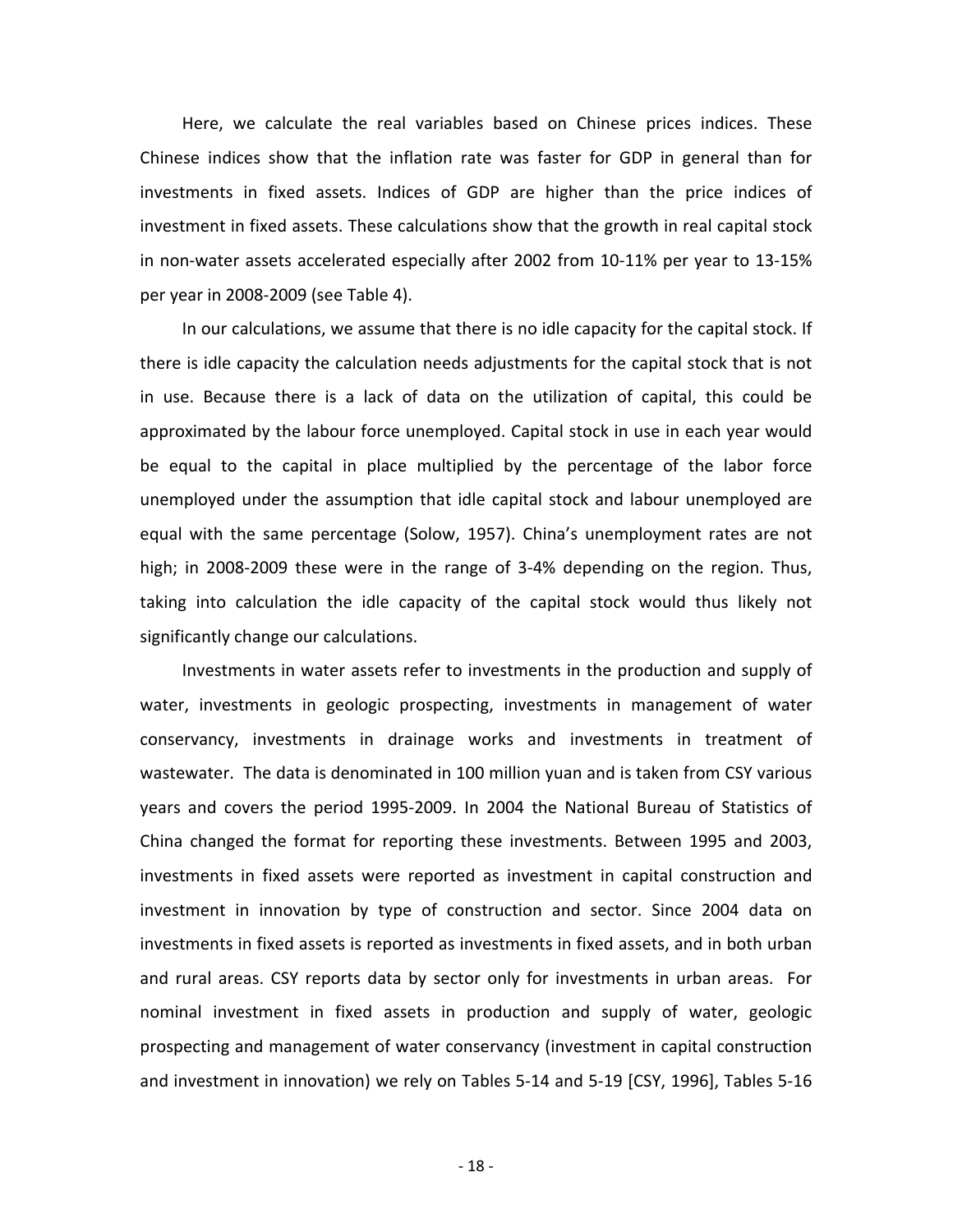Here, we calculate the real variables based on Chinese prices indices. These Chinese indices show that the inflation rate was faster for GDP in general than for investments in fixed assets. Indices of GDP are higher than the price indices of investment in fixed assets. These calculations show that the growth in real capital stock in non-water assets accelerated especially after 2002 from 10-11% per year to 13-15% per year in 2008-2009 (see Table 4).

In our calculations, we assume that there is no idle capacity for the capital stock. If there is idle capacity the calculation needs adjustments for the capital stock that is not in use. Because there is a lack of data on the utilization of capital, this could be approximated by the labour force unemployed. Capital stock in use in each year would be equal to the capital in place multiplied by the percentage of the labor force unemployed under the assumption that idle capital stock and labour unemployed are equal with the same percentage (Solow, 1957). China's unemployment rates are not high; in 2008-2009 these were in the range of 3-4% depending on the region. Thus, taking into calculation the idle capacity of the capital stock would thus likely not significantly change our calculations.

Investments in water assets refer to investments in the production and supply of water, investments in geologic prospecting, investments in management of water conservancy, investments in drainage works and investments in treatment of wastewater. The data is denominated in 100 million yuan and is taken from CSY various years and covers the period 1995-2009. In 2004 the National Bureau of Statistics of China changed the format for reporting these investments. Between 1995 and 2003, investments in fixed assets were reported as investment in capital construction and investment in innovation by type of construction and sector. Since 2004 data on investments in fixed assets is reported as investments in fixed assets, and in both urban and rural areas. CSY reports data by sector only for investments in urban areas. For nominal investment in fixed assets in production and supply of water, geologic prospecting and management of water conservancy (investment in capital construction and investment in innovation) we rely on Tables 5-14 and 5-19 [CSY, 1996], Tables 5-16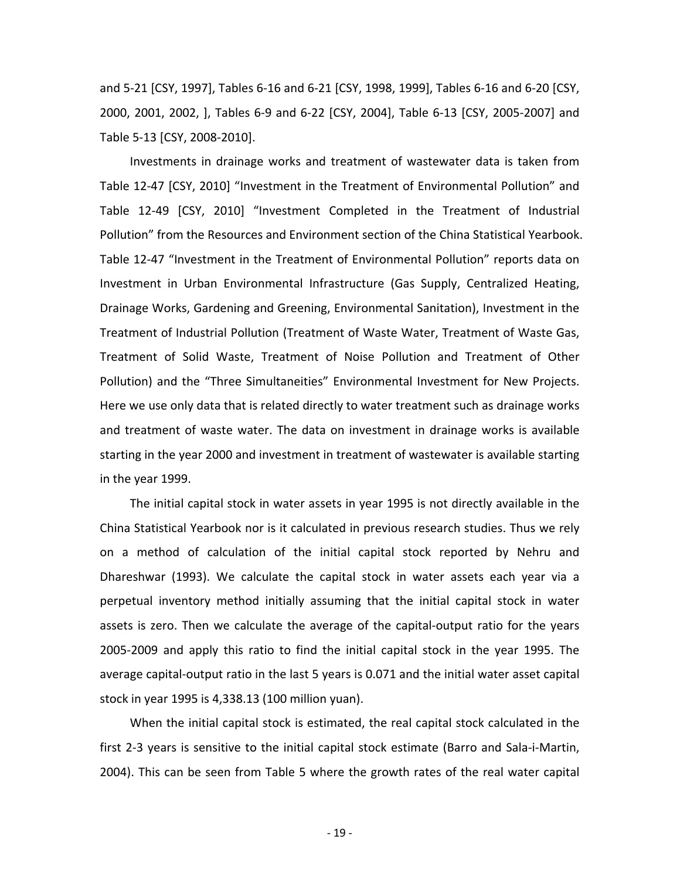and 5-21 [CSY, 1997], Tables 6-16 and 6-21 [CSY, 1998, 1999], Tables 6-16 and 6-20 [CSY, 2000, 2001, 2002, ], Tables 6-9 and 6-22 [CSY, 2004], Table 6-13 [CSY, 2005-2007] and Table 5-13 [CSY, 2008-2010].

Investments in drainage works and treatment of wastewater data is taken from Table 12-47 [CSY, 2010] "Investment in the Treatment of Environmental Pollution" and Table 12-49 [CSY, 2010] "Investment Completed in the Treatment of Industrial Pollution" from the Resources and Environment section of the China Statistical Yearbook. Table 12-47 "Investment in the Treatment of Environmental Pollution" reports data on Investment in Urban Environmental Infrastructure (Gas Supply, Centralized Heating, Drainage Works, Gardening and Greening, Environmental Sanitation), Investment in the Treatment of Industrial Pollution (Treatment of Waste Water, Treatment of Waste Gas, Treatment of Solid Waste, Treatment of Noise Pollution and Treatment of Other Pollution) and the "Three Simultaneities" Environmental Investment for New Projects. Here we use only data that is related directly to water treatment such as drainage works and treatment of waste water. The data on investment in drainage works is available starting in the year 2000 and investment in treatment of wastewater is available starting in the year 1999.

The initial capital stock in water assets in year 1995 is not directly available in the China Statistical Yearbook nor is it calculated in previous research studies. Thus we rely on a method of calculation of the initial capital stock reported by Nehru and Dhareshwar (1993). We calculate the capital stock in water assets each year via a perpetual inventory method initially assuming that the initial capital stock in water assets is zero. Then we calculate the average of the capital-output ratio for the years 2005-2009 and apply this ratio to find the initial capital stock in the year 1995. The average capital-output ratio in the last 5 years is 0.071 and the initial water asset capital stock in year 1995 is 4,338.13 (100 million yuan).

When the initial capital stock is estimated, the real capital stock calculated in the first 2-3 years is sensitive to the initial capital stock estimate (Barro and Sala-i-Martin, 2004). This can be seen from Table 5 where the growth rates of the real water capital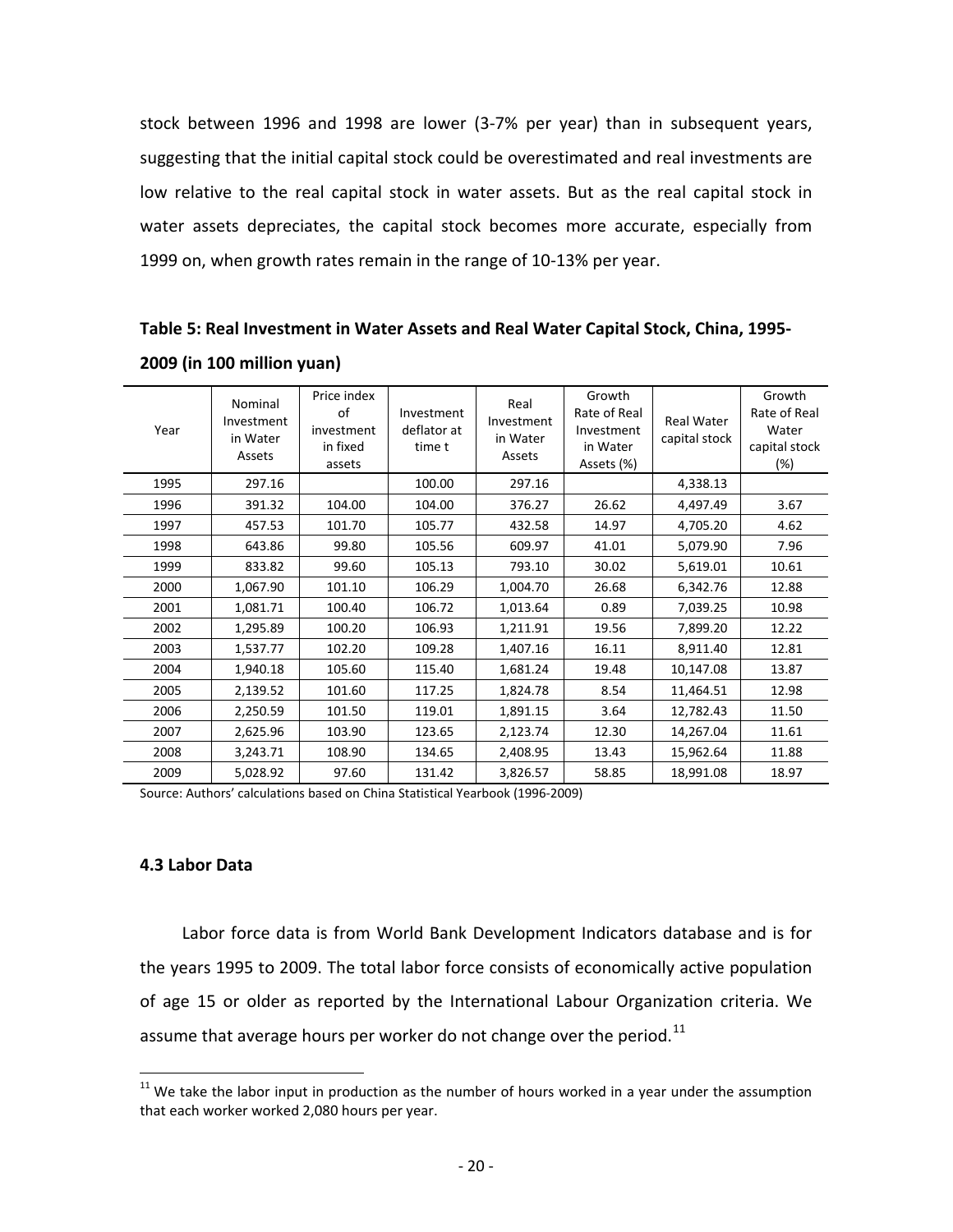stock between 1996 and 1998 are lower (3-7% per year) than in subsequent years, suggesting that the initial capital stock could be overestimated and real investments are low relative to the real capital stock in water assets. But as the real capital stock in water assets depreciates, the capital stock becomes more accurate, especially from 1999 on, when growth rates remain in the range of 10-13% per year.

**Table 5: Real Investment in Water Assets and Real Water Capital Stock, China, 1995-2009 (in 100 million yuan)**

| Year | Nominal Investment in Water Assets | Price index of investment in fixed assets | Investment deflator at time t | Real Investment in Water Assets | Growth Rate of Real Investment in Water Assets (%) | Real Water capital stock | Growth Rate of Real Water capital stock (%) |
|---|---|---|---|---|---|---|---|
| 1995 | 297.16 | | 100.00 | 297.16 | | 4,338.13 | |
| 1996 | 391.32 | 104.00 | 104.00 | 376.27 | 26.62 | 4,497.49 | 3.67 |
| 1997 | 457.53 | 101.70 | 105.77 | 432.58 | 14.97 | 4,705.20 | 4.62 |
| 1998 | 643.86 | 99.80 | 105.56 | 609.97 | 41.01 | 5,079.90 | 7.96 |
| 1999 | 833.82 | 99.60 | 105.13 | 793.10 | 30.02 | 5,619.01 | 10.61 |
| 2000 | 1,067.90 | 101.10 | 106.29 | 1,004.70 | 26.68 | 6,342.76 | 12.88 |
| 2001 | 1,081.71 | 100.40 | 106.72 | 1,013.64 | 0.89 | 7,039.25 | 10.98 |
| 2002 | 1,295.89 | 100.20 | 106.93 | 1,211.91 | 19.56 | 7,899.20 | 12.22 |
| 2003 | 1,537.77 | 102.20 | 109.28 | 1,407.16 | 16.11 | 8,911.40 | 12.81 |
| 2004 | 1,940.18 | 105.60 | 115.40 | 1,681.24 | 19.48 | 10,147.08 | 13.87 |
| 2005 | 2,139.52 | 101.60 | 117.25 | 1,824.78 | 8.54 | 11,464.51 | 12.98 |
| 2006 | 2,250.59 | 101.50 | 119.01 | 1,891.15 | 3.64 | 12,782.43 | 11.50 |
| 2007 | 2,625.96 | 103.90 | 123.65 | 2,123.74 | 12.30 | 14,267.04 | 11.61 |
| 2008 | 3,243.71 | 108.90 | 134.65 | 2,408.95 | 13.43 | 15,962.64 | 11.88 |
| 2009 | 5,028.92 | 97.60 | 131.42 | 3,826.57 | 58.85 | 18,991.08 | 18.97 |

Source: Authors' calculations based on China Statistical Yearbook (1996-2009)

### 4.3 Labor Data

Labor force data is from World Bank Development Indicators database and is for the years 1995 to 2009. The total labor force consists of economically active population of age 15 or older as reported by the International Labour Organization criteria. We assume that average hours per worker do not change over the period.[11]

[11] We take the labor input in production as the number of hours worked in a year under the assumption that each worker worked 2,080 hours per year.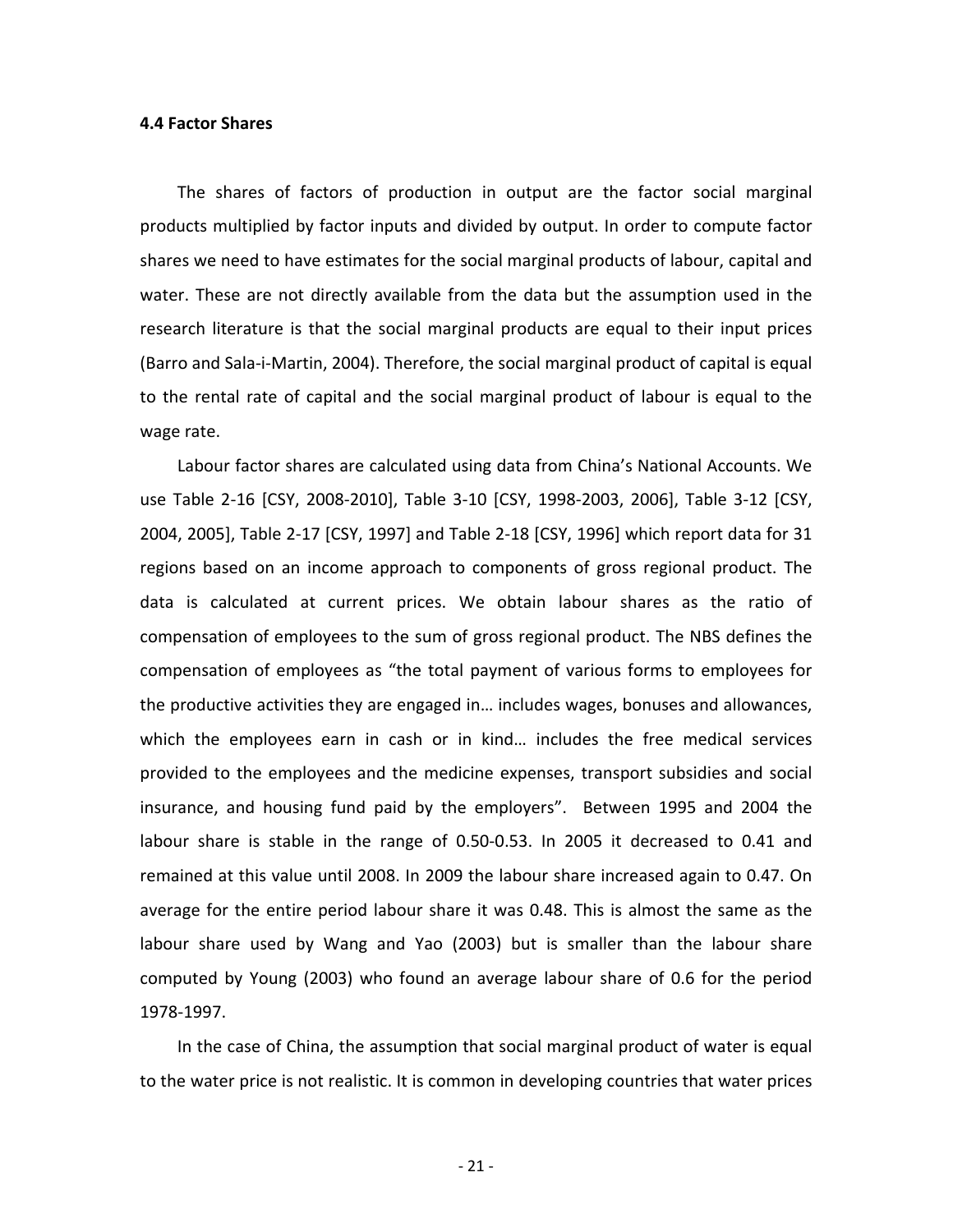### 4.4 Factor Shares

The shares of factors of production in output are the factor social marginal products multiplied by factor inputs and divided by output. In order to compute factor shares we need to have estimates for the social marginal products of labour, capital and water. These are not directly available from the data but the assumption used in the research literature is that the social marginal products are equal to their input prices (Barro and Sala-i-Martin, 2004). Therefore, the social marginal product of capital is equal to the rental rate of capital and the social marginal product of labour is equal to the wage rate.

Labour factor shares are calculated using data from China's National Accounts. We use Table 2-16 [CSY, 2008-2010], Table 3-10 [CSY, 1998-2003, 2006], Table 3-12 [CSY, 2004, 2005], Table 2-17 [CSY, 1997] and Table 2-18 [CSY, 1996] which report data for 31 regions based on an income approach to components of gross regional product. The data is calculated at current prices. We obtain labour shares as the ratio of compensation of employees to the sum of gross regional product. The NBS defines the compensation of employees as "the total payment of various forms to employees for the productive activities they are engaged in… includes wages, bonuses and allowances, which the employees earn in cash or in kind… includes the free medical services provided to the employees and the medicine expenses, transport subsidies and social insurance, and housing fund paid by the employers". Between 1995 and 2004 the labour share is stable in the range of 0.50-0.53. In 2005 it decreased to 0.41 and remained at this value until 2008. In 2009 the labour share increased again to 0.47. On average for the entire period labour share it was 0.48. This is almost the same as the labour share used by Wang and Yao (2003) but is smaller than the labour share computed by Young (2003) who found an average labour share of 0.6 for the period 1978-1997.

In the case of China, the assumption that social marginal product of water is equal to the water price is not realistic. It is common in developing countries that water prices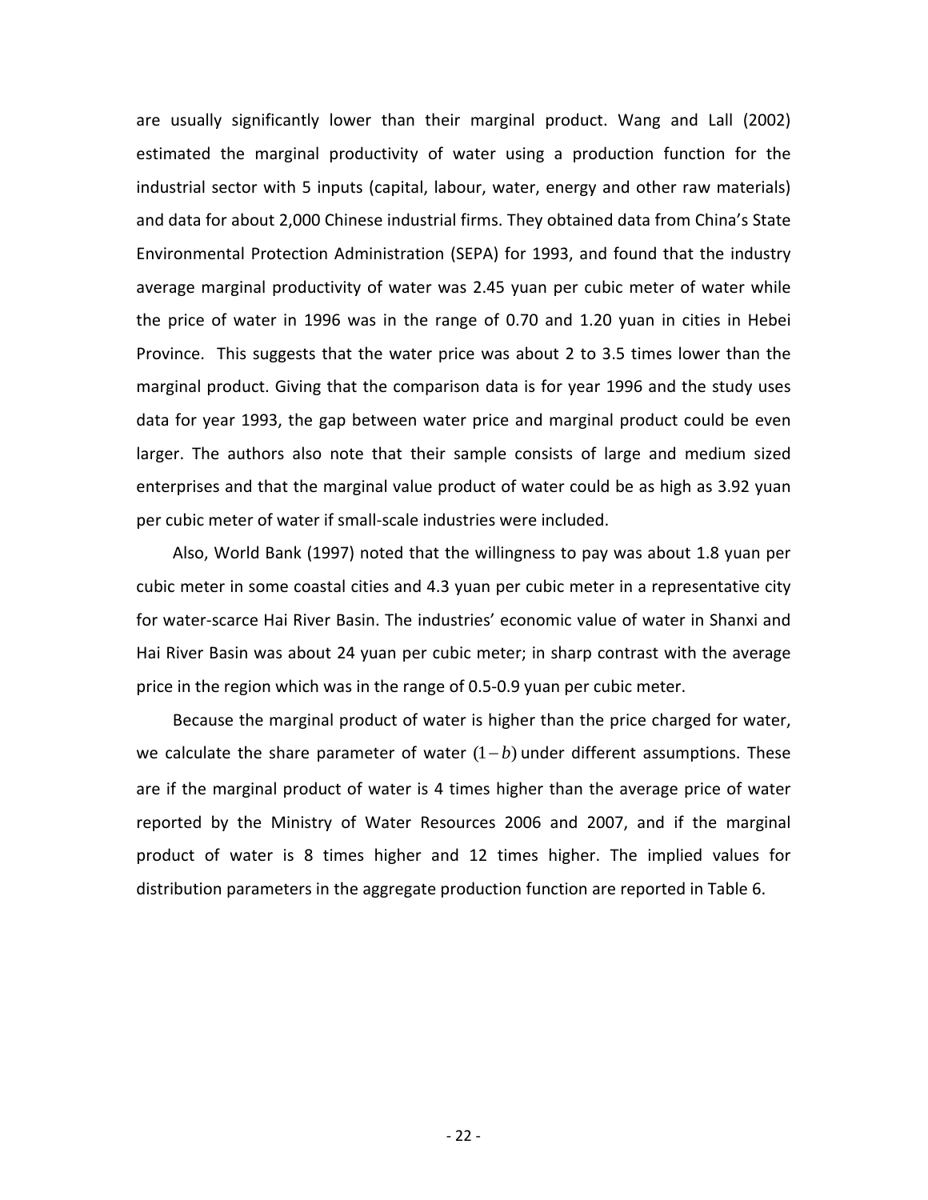are usually significantly lower than their marginal product. Wang and Lall (2002) estimated the marginal productivity of water using a production function for the industrial sector with 5 inputs (capital, labour, water, energy and other raw materials) and data for about 2,000 Chinese industrial firms. They obtained data from China's State Environmental Protection Administration (SEPA) for 1993, and found that the industry average marginal productivity of water was 2.45 yuan per cubic meter of water while the price of water in 1996 was in the range of 0.70 and 1.20 yuan in cities in Hebei Province. This suggests that the water price was about 2 to 3.5 times lower than the marginal product. Giving that the comparison data is for year 1996 and the study uses data for year 1993, the gap between water price and marginal product could be even larger. The authors also note that their sample consists of large and medium sized enterprises and that the marginal value product of water could be as high as 3.92 yuan per cubic meter of water if small-scale industries were included.

Also, World Bank (1997) noted that the willingness to pay was about 1.8 yuan per cubic meter in some coastal cities and 4.3 yuan per cubic meter in a representative city for water-scarce Hai River Basin. The industries' economic value of water in Shanxi and Hai River Basin was about 24 yuan per cubic meter; in sharp contrast with the average price in the region which was in the range of 0.5-0.9 yuan per cubic meter.

Because the marginal product of water is higher than the price charged for water, we calculate the share parameter of water $(1-b)$ under different assumptions. These are if the marginal product of water is 4 times higher than the average price of water reported by the Ministry of Water Resources 2006 and 2007, and if the marginal product of water is 8 times higher and 12 times higher. The implied values for distribution parameters in the aggregate production function are reported in Table 6.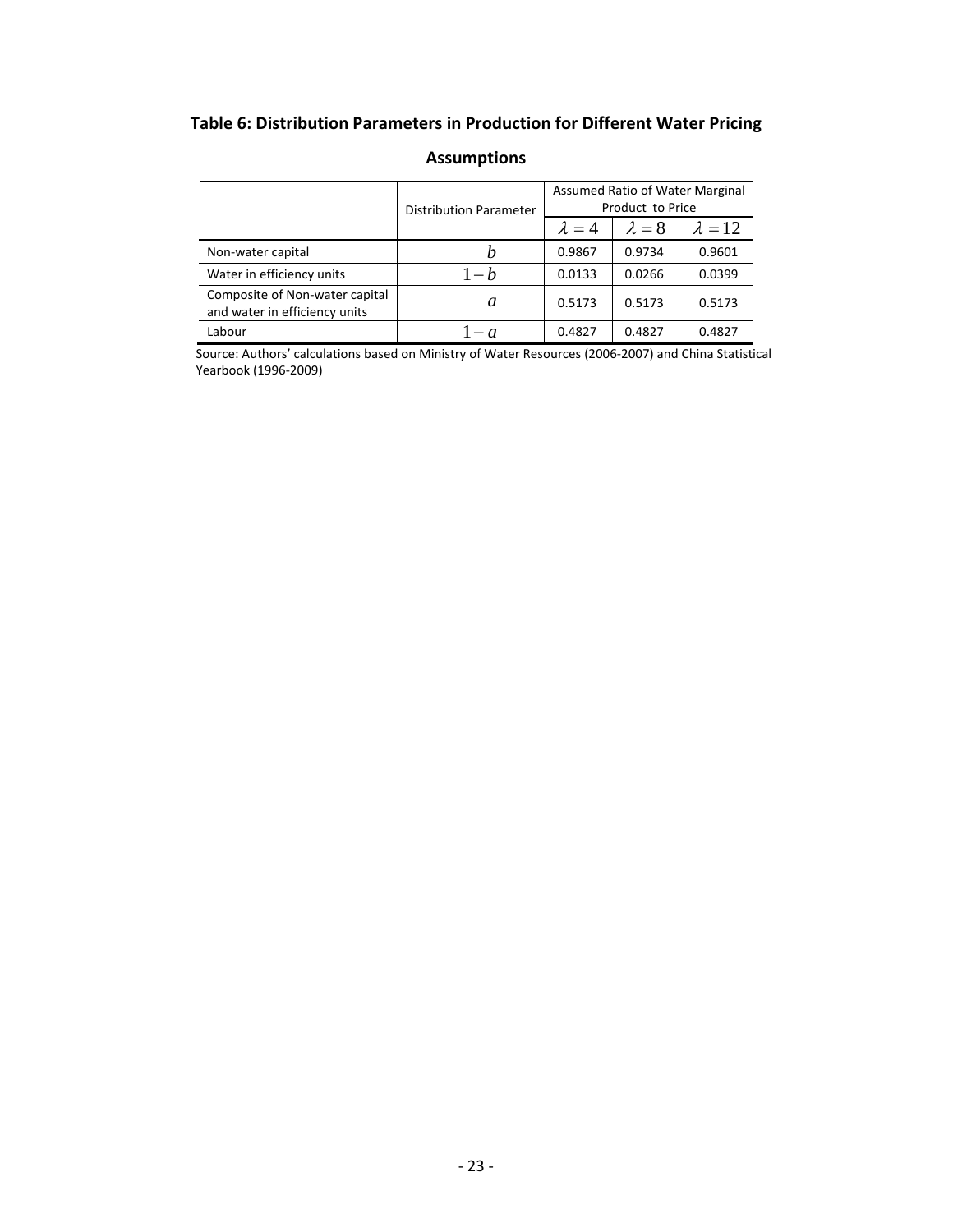**Table 6: Distribution Parameters in Production for Different Water Pricing Assumptions**

| | Distribution Parameter | Assumed Ratio of Water Marginal Product to Price | | |
|---|---|---|---|---|
| | | $\lambda = 4$ | $\lambda = 8$ | $\lambda = 12$ |
| Non-water capital | $b$ | 0.9867 | 0.9734 | 0.9601 |
| Water in efficiency units | $1-b$ | 0.0133 | 0.0266 | 0.0399 |
| Composite of Non-water capital and water in efficiency units | $a$ | 0.5173 | 0.5173 | 0.5173 |
| Labour | $1-a$ | 0.4827 | 0.4827 | 0.4827 |

Source: Authors' calculations based on Ministry of Water Resources (2006-2007) and China Statistical Yearbook (1996-2009)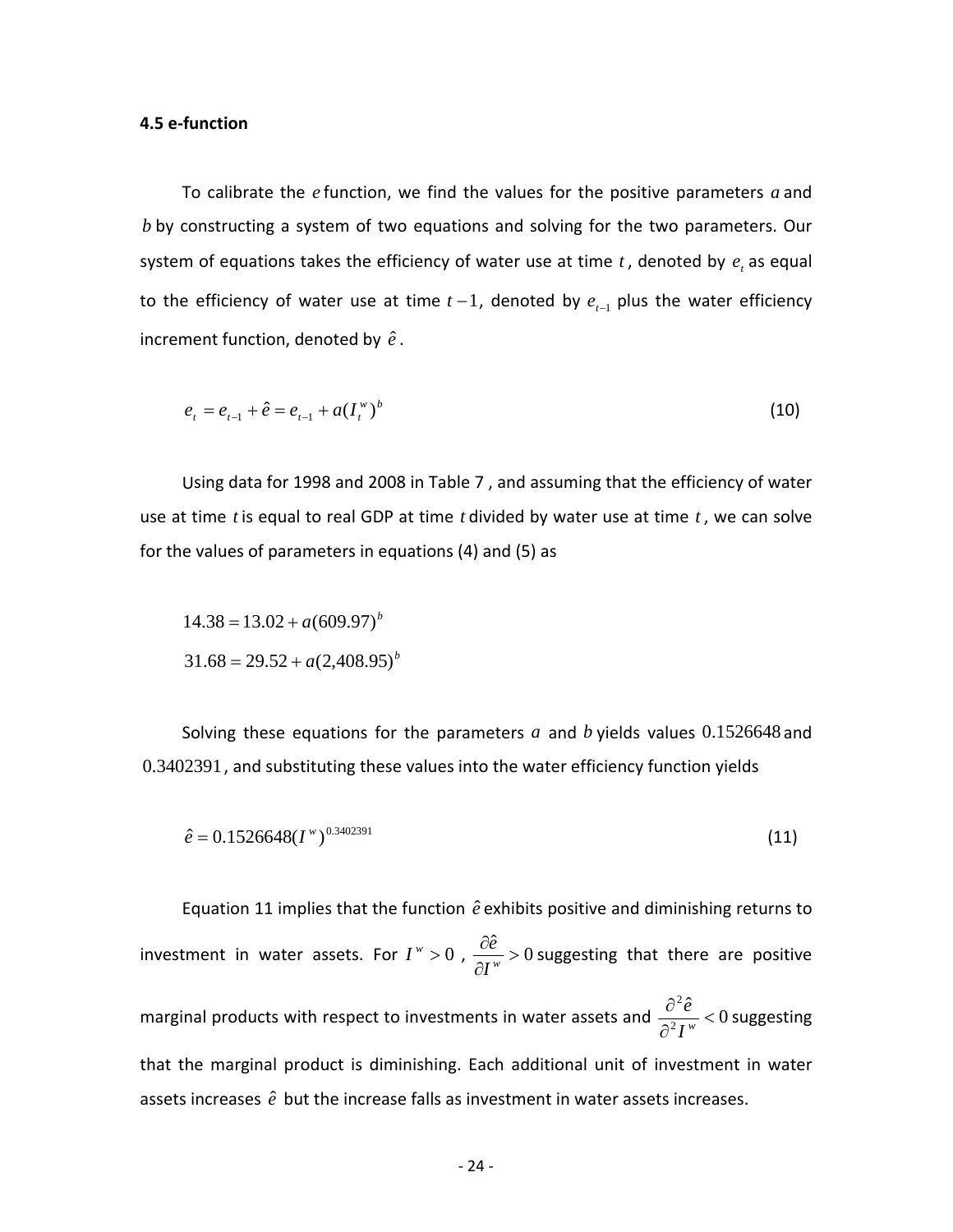### 4.5 e-function

To calibrate the $e$ function, we find the values for the positive parameters $a$ and $b$ by constructing a system of two equations and solving for the two parameters. Our system of equations takes the efficiency of water use at time $t$, denoted by $e_t$ as equal to the efficiency of water use at time $t-1$, denoted by $e_{t-1}$ plus the water efficiency increment function, denoted by $\hat{e}$.

$$e_t = e_{t-1} + \hat{e} = e_{t-1} + a(I_t^w)^b \tag{10}$$

Using data for 1998 and 2008 in Table 7 , and assuming that the efficiency of water use at time $t$ is equal to real GDP at time $t$ divided by water use at time $t$, we can solve for the values of parameters in equations (4) and (5) as

$$14.38 = 13.02 + a(609.97)^b$$

$$31.68 = 29.52 + a(2{,}408.95)^b$$

Solving these equations for the parameters $a$ and $b$ yields values $0.1526648$ and $0.3402391$, and substituting these values into the water efficiency function yields

$$\hat{e} = 0.1526648(I^w)^{0.3402391} \tag{11}$$

Equation 11 implies that the function $\hat{e}$ exhibits positive and diminishing returns to investment in water assets. For $I^w > 0$, $\frac{\partial \hat{e}}{\partial I^w} > 0$ suggesting that there are positive marginal products with respect to investments in water assets and $\frac{\partial^2 \hat{e}}{\partial^2 I^w} < 0$ suggesting that the marginal product is diminishing. Each additional unit of investment in water assets increases $\hat{e}$ but the increase falls as investment in water assets increases.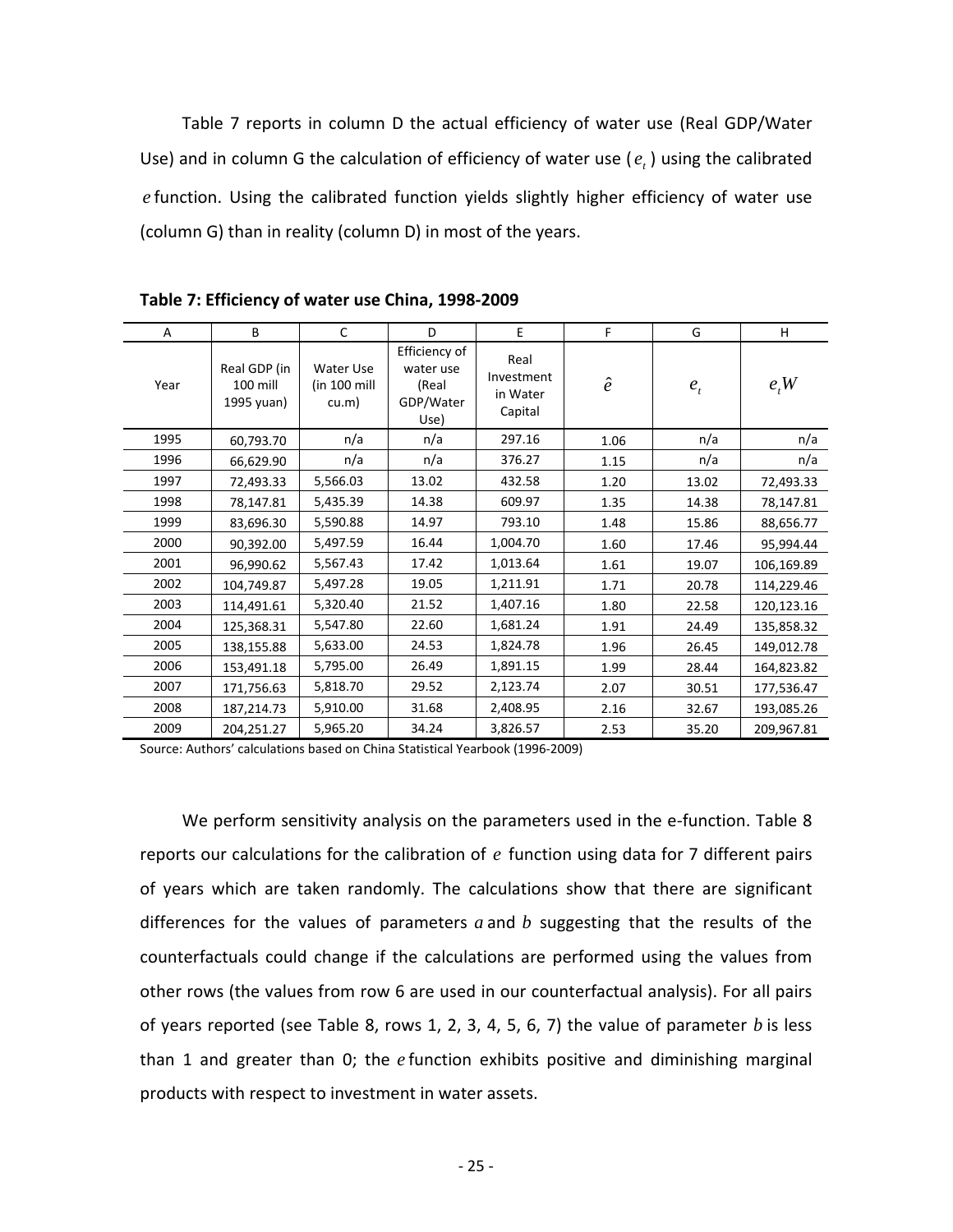Table 7 reports in column D the actual efficiency of water use (Real GDP/Water Use) and in column G the calculation of efficiency of water use ($e_t$) using the calibrated $e$ function. Using the calibrated function yields slightly higher efficiency of water use (column G) than in reality (column D) in most of the years.

**Table 7: Efficiency of water use China, 1998-2009**

| A | B | C | D | E | F | G | H |
|---|---|---|---|---|---|---|---|
| Year | Real GDP (in 100 mill 1995 yuan) | Water Use (in 100 mill cu.m) | Efficiency of water use (Real GDP/Water Use) | Real Investment in Water Capital | $\hat{e}$ | $e_t$ | $e_t W$ |
| 1995 | 60,793.70 | n/a | n/a | 297.16 | 1.06 | n/a | n/a |
| 1996 | 66,629.90 | n/a | n/a | 376.27 | 1.15 | n/a | n/a |
| 1997 | 72,493.33 | 5,566.03 | 13.02 | 432.58 | 1.20 | 13.02 | 72,493.33 |
| 1998 | 78,147.81 | 5,435.39 | 14.38 | 609.97 | 1.35 | 14.38 | 78,147.81 |
| 1999 | 83,696.30 | 5,590.88 | 14.97 | 793.10 | 1.48 | 15.86 | 88,656.77 |
| 2000 | 90,392.00 | 5,497.59 | 16.44 | 1,004.70 | 1.60 | 17.46 | 95,994.44 |
| 2001 | 96,990.62 | 5,567.43 | 17.42 | 1,013.64 | 1.61 | 19.07 | 106,169.89 |
| 2002 | 104,749.87 | 5,497.28 | 19.05 | 1,211.91 | 1.71 | 20.78 | 114,229.46 |
| 2003 | 114,491.61 | 5,320.40 | 21.52 | 1,407.16 | 1.80 | 22.58 | 120,123.16 |
| 2004 | 125,368.31 | 5,547.80 | 22.60 | 1,681.24 | 1.91 | 24.49 | 135,858.32 |
| 2005 | 138,155.88 | 5,633.00 | 24.53 | 1,824.78 | 1.96 | 26.45 | 149,012.78 |
| 2006 | 153,491.18 | 5,795.00 | 26.49 | 1,891.15 | 1.99 | 28.44 | 164,823.82 |
| 2007 | 171,756.63 | 5,818.70 | 29.52 | 2,123.74 | 2.07 | 30.51 | 177,536.47 |
| 2008 | 187,214.73 | 5,910.00 | 31.68 | 2,408.95 | 2.16 | 32.67 | 193,085.26 |
| 2009 | 204,251.27 | 5,965.20 | 34.24 | 3,826.57 | 2.53 | 35.20 | 209,967.81 |

Source: Authors' calculations based on China Statistical Yearbook (1996-2009)

We perform sensitivity analysis on the parameters used in the e-function. Table 8 reports our calculations for the calibration of $e$ function using data for 7 different pairs of years which are taken randomly. The calculations show that there are significant differences for the values of parameters $a$ and $b$ suggesting that the results of the counterfactuals could change if the calculations are performed using the values from other rows (the values from row 6 are used in our counterfactual analysis). For all pairs of years reported (see Table 8, rows 1, 2, 3, 4, 5, 6, 7) the value of parameter $b$ is less than 1 and greater than 0; the $e$ function exhibits positive and diminishing marginal products with respect to investment in water assets.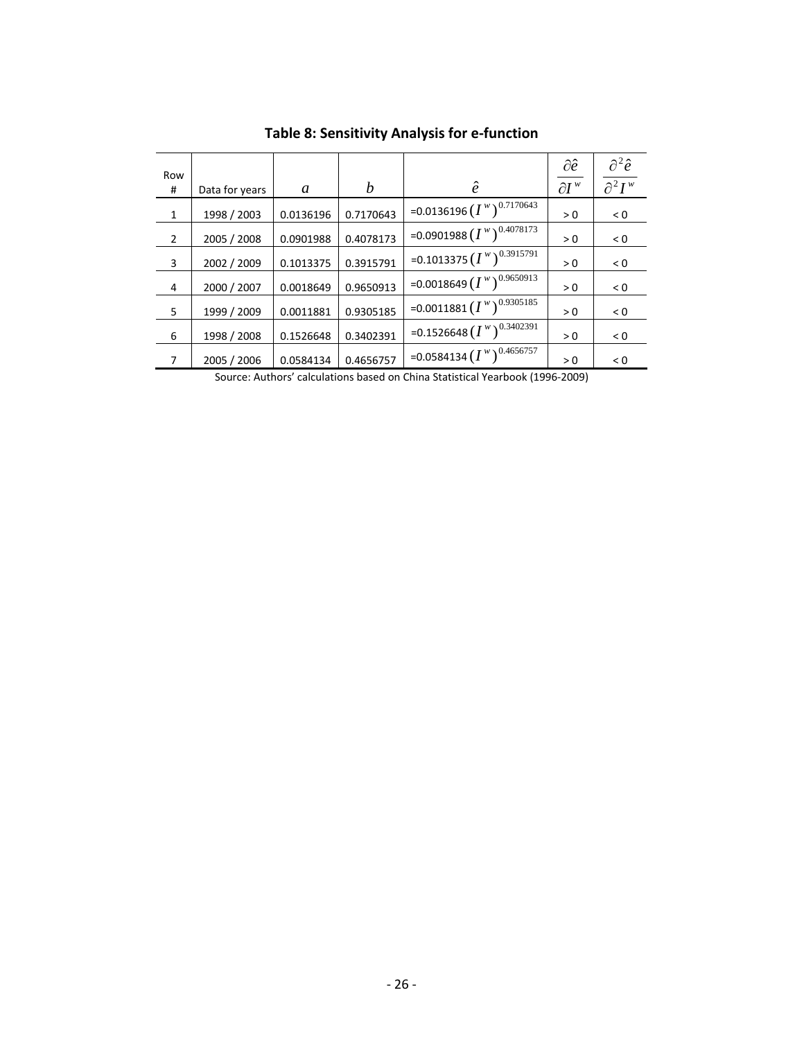**Table 8: Sensitivity Analysis for e-function**

| Row # | Data for years | $a$ | $b$ | $\hat{e}$ | $\frac{\partial \hat{e}}{\partial I^w}$ | $\frac{\partial^2 \hat{e}}{\partial^2 I^w}$ |
|---|---|---|---|---|---|---|
| 1 | 1998 / 2003 | 0.0136196 | 0.7170643 | $=0.0136196\left(I^w\right)^{0.7170643}$ | > 0 | < 0 |
| 2 | 2005 / 2008 | 0.0901988 | 0.4078173 | $=0.0901988\left(I^w\right)^{0.4078173}$ | > 0 | < 0 |
| 3 | 2002 / 2009 | 0.1013375 | 0.3915791 | $=0.1013375\left(I^w\right)^{0.3915791}$ | > 0 | < 0 |
| 4 | 2000 / 2007 | 0.0018649 | 0.9650913 | $=0.0018649\left(I^w\right)^{0.9650913}$ | > 0 | < 0 |
| 5 | 1999 / 2009 | 0.0011881 | 0.9305185 | $=0.0011881\left(I^w\right)^{0.9305185}$ | > 0 | < 0 |
| 6 | 1998 / 2008 | 0.1526648 | 0.3402391 | $=0.1526648\left(I^w\right)^{0.3402391}$ | > 0 | < 0 |
| 7 | 2005 / 2006 | 0.0584134 | 0.4656757 | $=0.0584134\left(I^w\right)^{0.4656757}$ | > 0 | < 0 |

Source: Authors' calculations based on China Statistical Yearbook (1996-2009)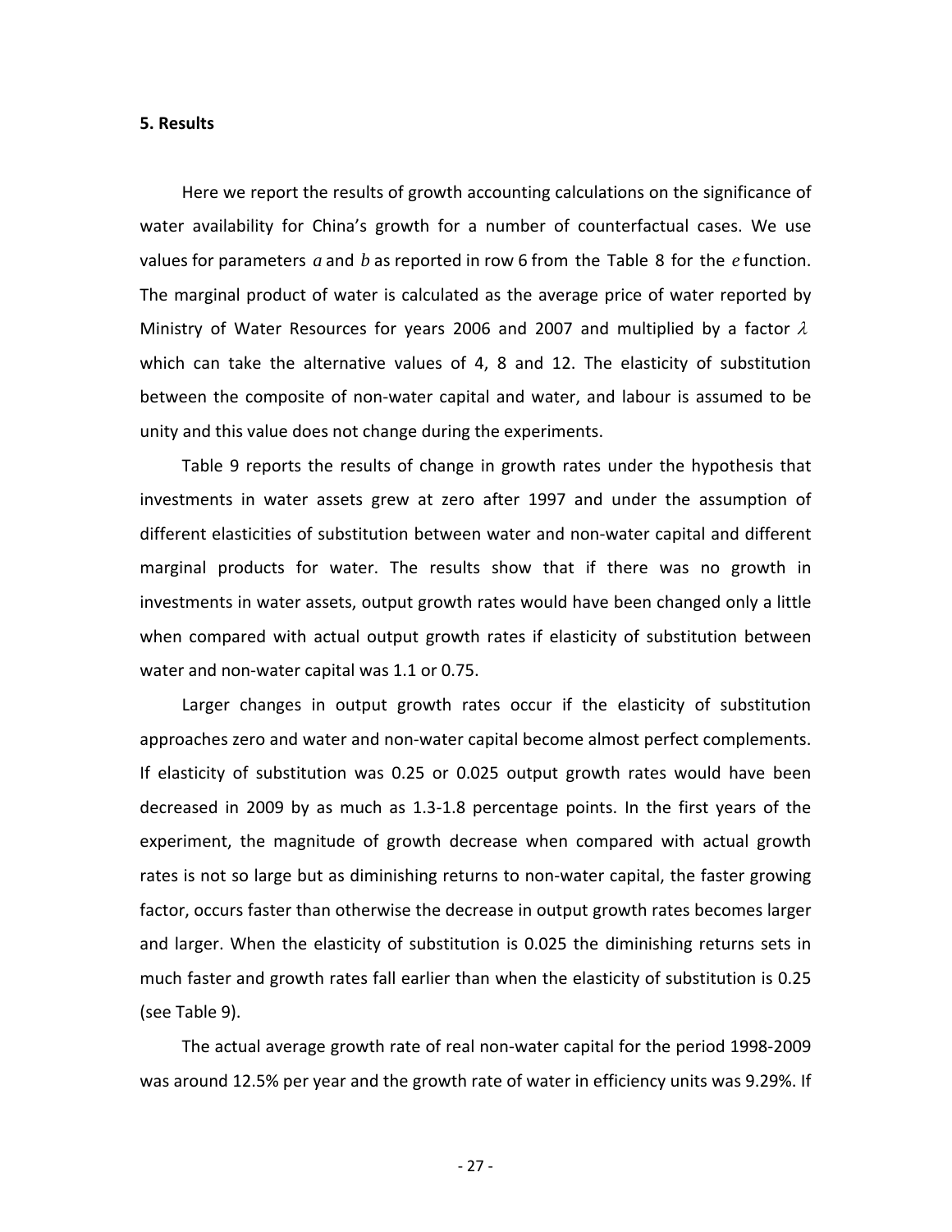**5. Results**

Here we report the results of growth accounting calculations on the significance of water availability for China's growth for a number of counterfactual cases. We use values for parameters $a$ and $b$ as reported in row 6 from the Table 8 for the $e$ function. The marginal product of water is calculated as the average price of water reported by Ministry of Water Resources for years 2006 and 2007 and multiplied by a factor $\lambda$ which can take the alternative values of 4, 8 and 12. The elasticity of substitution between the composite of non-water capital and water, and labour is assumed to be unity and this value does not change during the experiments.

Table 9 reports the results of change in growth rates under the hypothesis that investments in water assets grew at zero after 1997 and under the assumption of different elasticities of substitution between water and non-water capital and different marginal products for water. The results show that if there was no growth in investments in water assets, output growth rates would have been changed only a little when compared with actual output growth rates if elasticity of substitution between water and non-water capital was 1.1 or 0.75.

Larger changes in output growth rates occur if the elasticity of substitution approaches zero and water and non-water capital become almost perfect complements. If elasticity of substitution was 0.25 or 0.025 output growth rates would have been decreased in 2009 by as much as 1.3-1.8 percentage points. In the first years of the experiment, the magnitude of growth decrease when compared with actual growth rates is not so large but as diminishing returns to non-water capital, the faster growing factor, occurs faster than otherwise the decrease in output growth rates becomes larger and larger. When the elasticity of substitution is 0.025 the diminishing returns sets in much faster and growth rates fall earlier than when the elasticity of substitution is 0.25 (see Table 9).

The actual average growth rate of real non-water capital for the period 1998-2009 was around 12.5% per year and the growth rate of water in efficiency units was 9.29%. If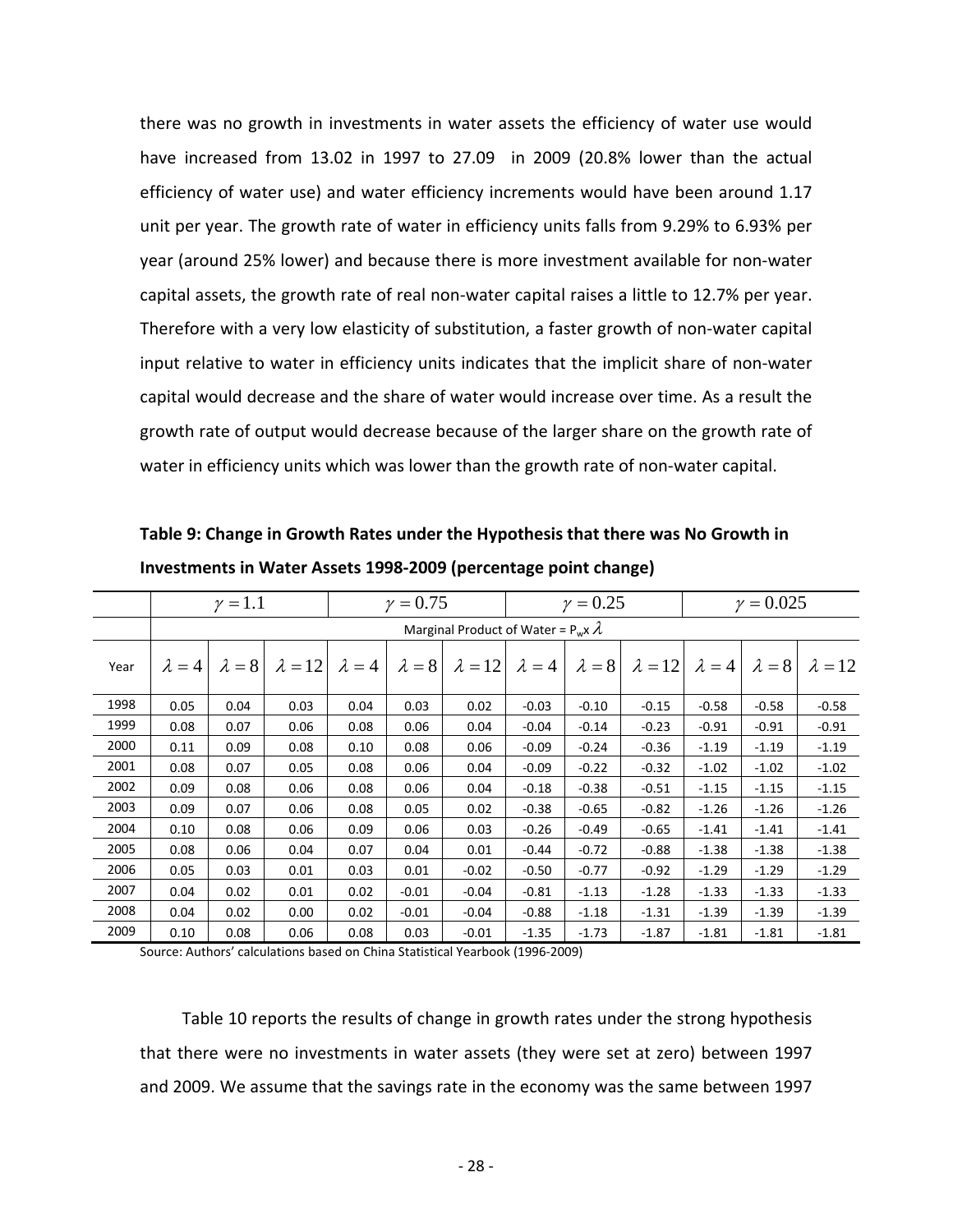there was no growth in investments in water assets the efficiency of water use would have increased from 13.02 in 1997 to 27.09 in 2009 (20.8% lower than the actual efficiency of water use) and water efficiency increments would have been around 1.17 unit per year. The growth rate of water in efficiency units falls from 9.29% to 6.93% per year (around 25% lower) and because there is more investment available for non-water capital assets, the growth rate of real non-water capital raises a little to 12.7% per year. Therefore with a very low elasticity of substitution, a faster growth of non-water capital input relative to water in efficiency units indicates that the implicit share of non-water capital would decrease and the share of water would increase over time. As a result the growth rate of output would decrease because of the larger share on the growth rate of water in efficiency units which was lower than the growth rate of non-water capital.

**Table 9: Change in Growth Rates under the Hypothesis that there was No Growth in Investments in Water Assets 1998-2009 (percentage point change)**

| | $\gamma = 1.1$ | | | $\gamma = 0.75$ | | | $\gamma = 0.25$ | | | $\gamma = 0.025$ | | |
|---|---|---|---|---|---|---|---|---|---|---|---|---|
| | Marginal Product of Water = $P_w$ x $\lambda$ | | | | | | | | | | | |
| Year | $\lambda = 4$ | $\lambda = 8$ | $\lambda = 12$ | $\lambda = 4$ | $\lambda = 8$ | $\lambda = 12$ | $\lambda = 4$ | $\lambda = 8$ | $\lambda = 12$ | $\lambda = 4$ | $\lambda = 8$ | $\lambda = 12$ |
| 1998 | 0.05 | 0.04 | 0.03 | 0.04 | 0.03 | 0.02 | -0.03 | -0.10 | -0.15 | -0.58 | -0.58 | -0.58 |
| 1999 | 0.08 | 0.07 | 0.06 | 0.08 | 0.06 | 0.04 | -0.04 | -0.14 | -0.23 | -0.91 | -0.91 | -0.91 |
| 2000 | 0.11 | 0.09 | 0.08 | 0.10 | 0.08 | 0.06 | -0.09 | -0.24 | -0.36 | -1.19 | -1.19 | -1.19 |
| 2001 | 0.08 | 0.07 | 0.05 | 0.08 | 0.06 | 0.04 | -0.09 | -0.22 | -0.32 | -1.02 | -1.02 | -1.02 |
| 2002 | 0.09 | 0.08 | 0.06 | 0.08 | 0.06 | 0.04 | -0.18 | -0.38 | -0.51 | -1.15 | -1.15 | -1.15 |
| 2003 | 0.09 | 0.07 | 0.06 | 0.08 | 0.05 | 0.02 | -0.38 | -0.65 | -0.82 | -1.26 | -1.26 | -1.26 |
| 2004 | 0.10 | 0.08 | 0.06 | 0.09 | 0.06 | 0.03 | -0.26 | -0.49 | -0.65 | -1.41 | -1.41 | -1.41 |
| 2005 | 0.08 | 0.06 | 0.04 | 0.07 | 0.04 | 0.01 | -0.44 | -0.72 | -0.88 | -1.38 | -1.38 | -1.38 |
| 2006 | 0.05 | 0.03 | 0.01 | 0.03 | 0.01 | -0.02 | -0.50 | -0.77 | -0.92 | -1.29 | -1.29 | -1.29 |
| 2007 | 0.04 | 0.02 | 0.01 | 0.02 | -0.01 | -0.04 | -0.81 | -1.13 | -1.28 | -1.33 | -1.33 | -1.33 |
| 2008 | 0.04 | 0.02 | 0.00 | 0.02 | -0.01 | -0.04 | -0.88 | -1.18 | -1.31 | -1.39 | -1.39 | -1.39 |
| 2009 | 0.10 | 0.08 | 0.06 | 0.08 | 0.03 | -0.01 | -1.35 | -1.73 | -1.87 | -1.81 | -1.81 | -1.81 |

Source: Authors' calculations based on China Statistical Yearbook (1996-2009)

Table 10 reports the results of change in growth rates under the strong hypothesis that there were no investments in water assets (they were set at zero) between 1997 and 2009. We assume that the savings rate in the economy was the same between 1997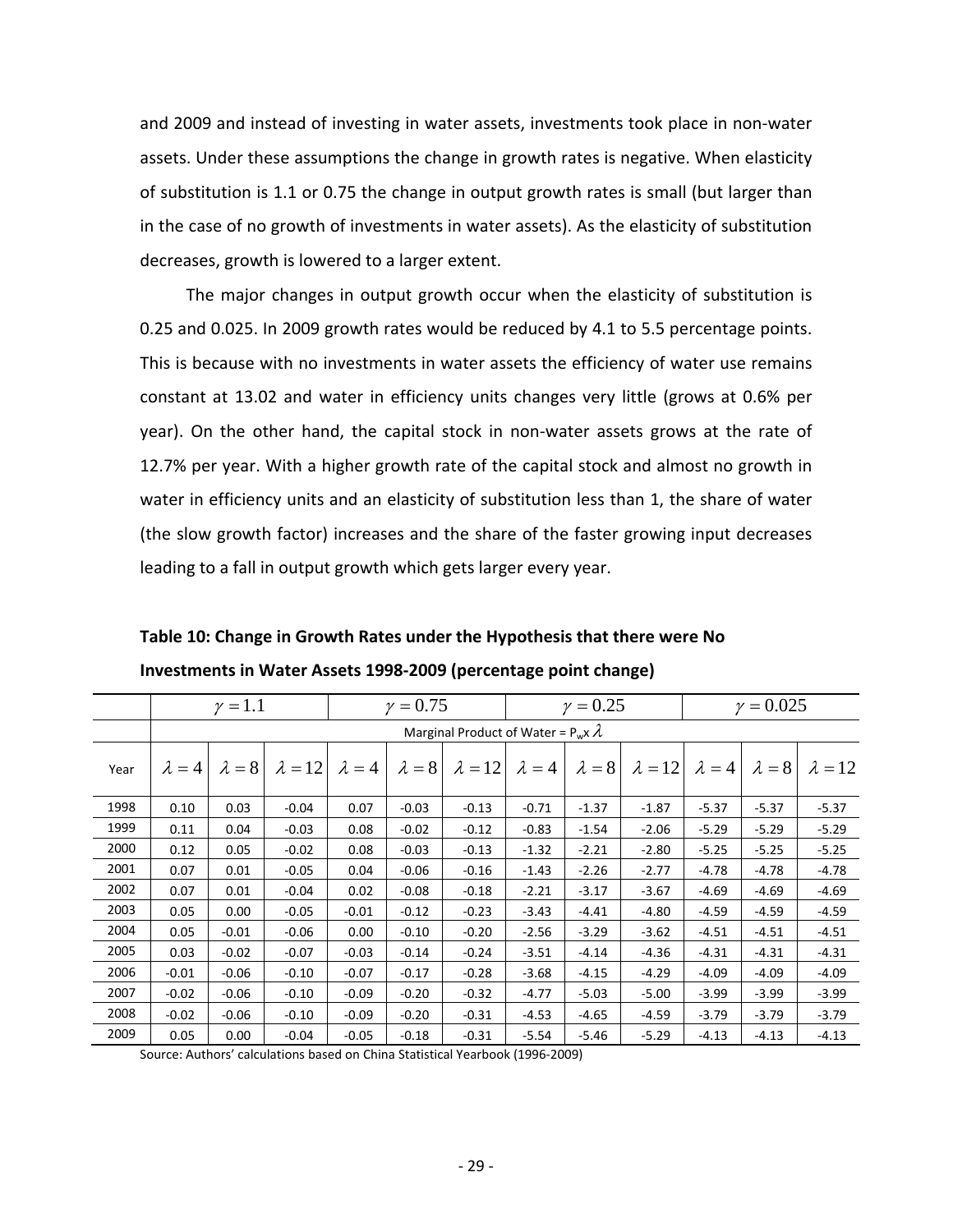and 2009 and instead of investing in water assets, investments took place in non-water assets. Under these assumptions the change in growth rates is negative. When elasticity of substitution is 1.1 or 0.75 the change in output growth rates is small (but larger than in the case of no growth of investments in water assets). As the elasticity of substitution decreases, growth is lowered to a larger extent.

The major changes in output growth occur when the elasticity of substitution is 0.25 and 0.025. In 2009 growth rates would be reduced by 4.1 to 5.5 percentage points. This is because with no investments in water assets the efficiency of water use remains constant at 13.02 and water in efficiency units changes very little (grows at 0.6% per year). On the other hand, the capital stock in non-water assets grows at the rate of 12.7% per year. With a higher growth rate of the capital stock and almost no growth in water in efficiency units and an elasticity of substitution less than 1, the share of water (the slow growth factor) increases and the share of the faster growing input decreases leading to a fall in output growth which gets larger every year.

**Table 10: Change in Growth Rates under the Hypothesis that there were No Investments in Water Assets 1998-2009 (percentage point change)**

| | $\gamma = 1.1$ | | | $\gamma = 0.75$ | | | $\gamma = 0.25$ | | | $\gamma = 0.025$ | | |
|---|---|---|---|---|---|---|---|---|---|---|---|---|
| | Marginal Product of Water = $P_w$ x $\lambda$ | | | | | | | | | | | |
| Year | $\lambda = 4$ | $\lambda = 8$ | $\lambda = 12$ | $\lambda = 4$ | $\lambda = 8$ | $\lambda = 12$ | $\lambda = 4$ | $\lambda = 8$ | $\lambda = 12$ | $\lambda = 4$ | $\lambda = 8$ | $\lambda = 12$ |
| 1998 | 0.10 | 0.03 | -0.04 | 0.07 | -0.03 | -0.13 | -0.71 | -1.37 | -1.87 | -5.37 | -5.37 | -5.37 |
| 1999 | 0.11 | 0.04 | -0.03 | 0.08 | -0.02 | -0.12 | -0.83 | -1.54 | -2.06 | -5.29 | -5.29 | -5.29 |
| 2000 | 0.12 | 0.05 | -0.02 | 0.08 | -0.03 | -0.13 | -1.32 | -2.21 | -2.80 | -5.25 | -5.25 | -5.25 |
| 2001 | 0.07 | 0.01 | -0.05 | 0.04 | -0.06 | -0.16 | -1.43 | -2.26 | -2.77 | -4.78 | -4.78 | -4.78 |
| 2002 | 0.07 | 0.01 | -0.04 | 0.02 | -0.08 | -0.18 | -2.21 | -3.17 | -3.67 | -4.69 | -4.69 | -4.69 |
| 2003 | 0.05 | 0.00 | -0.05 | -0.01 | -0.12 | -0.23 | -3.43 | -4.41 | -4.80 | -4.59 | -4.59 | -4.59 |
| 2004 | 0.05 | -0.01 | -0.06 | 0.00 | -0.10 | -0.20 | -2.56 | -3.29 | -3.62 | -4.51 | -4.51 | -4.51 |
| 2005 | 0.03 | -0.02 | -0.07 | -0.03 | -0.14 | -0.24 | -3.51 | -4.14 | -4.36 | -4.31 | -4.31 | -4.31 |
| 2006 | -0.01 | -0.06 | -0.10 | -0.07 | -0.17 | -0.28 | -3.68 | -4.15 | -4.29 | -4.09 | -4.09 | -4.09 |
| 2007 | -0.02 | -0.06 | -0.10 | -0.09 | -0.20 | -0.32 | -4.77 | -5.03 | -5.00 | -3.99 | -3.99 | -3.99 |
| 2008 | -0.02 | -0.06 | -0.10 | -0.09 | -0.20 | -0.31 | -4.53 | -4.65 | -4.59 | -3.79 | -3.79 | -3.79 |
| 2009 | 0.05 | 0.00 | -0.04 | -0.05 | -0.18 | -0.31 | -5.54 | -5.46 | -5.29 | -4.13 | -4.13 | -4.13 |

Source: Authors' calculations based on China Statistical Yearbook (1996-2009)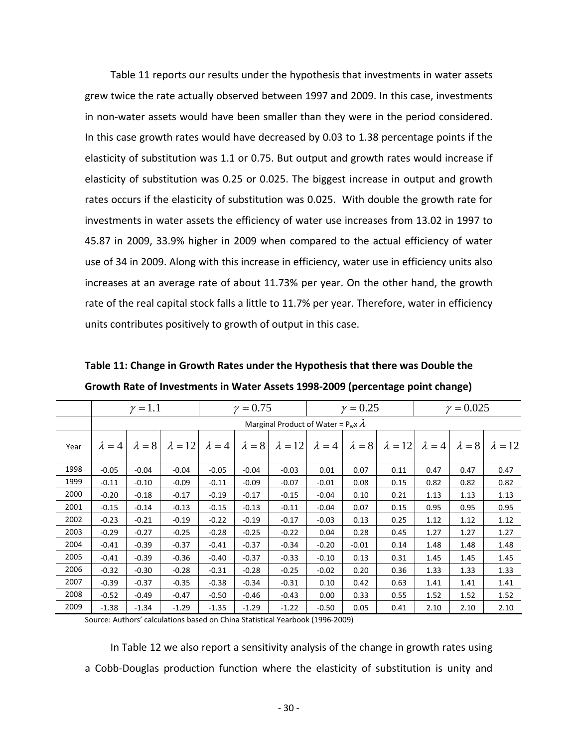Table 11 reports our results under the hypothesis that investments in water assets grew twice the rate actually observed between 1997 and 2009. In this case, investments in non-water assets would have been smaller than they were in the period considered. In this case growth rates would have decreased by 0.03 to 1.38 percentage points if the elasticity of substitution was 1.1 or 0.75. But output and growth rates would increase if elasticity of substitution was 0.25 or 0.025. The biggest increase in output and growth rates occurs if the elasticity of substitution was 0.025. With double the growth rate for investments in water assets the efficiency of water use increases from 13.02 in 1997 to 45.87 in 2009, 33.9% higher in 2009 when compared to the actual efficiency of water use of 34 in 2009. Along with this increase in efficiency, water use in efficiency units also increases at an average rate of about 11.73% per year. On the other hand, the growth rate of the real capital stock falls a little to 11.7% per year. Therefore, water in efficiency units contributes positively to growth of output in this case.

**Table 11: Change in Growth Rates under the Hypothesis that there was Double the Growth Rate of Investments in Water Assets 1998-2009 (percentage point change)**

| | $\gamma = 1.1$ | | | $\gamma = 0.75$ | | | $\gamma = 0.25$ | | | $\gamma = 0.025$ | | |
|---|---|---|---|---|---|---|---|---|---|---|---|---|
| | Marginal Product of Water = $P_w$x $\lambda$ | | | | | | | | | | | |
| Year | $\lambda = 4$ | $\lambda = 8$ | $\lambda = 12$ | $\lambda = 4$ | $\lambda = 8$ | $\lambda = 12$ | $\lambda = 4$ | $\lambda = 8$ | $\lambda = 12$ | $\lambda = 4$ | $\lambda = 8$ | $\lambda = 12$ |
| 1998 | -0.05 | -0.04 | -0.04 | -0.05 | -0.04 | -0.03 | 0.01 | 0.07 | 0.11 | 0.47 | 0.47 | 0.47 |
| 1999 | -0.11 | -0.10 | -0.09 | -0.11 | -0.09 | -0.07 | -0.01 | 0.08 | 0.15 | 0.82 | 0.82 | 0.82 |
| 2000 | -0.20 | -0.18 | -0.17 | -0.19 | -0.17 | -0.15 | -0.04 | 0.10 | 0.21 | 1.13 | 1.13 | 1.13 |
| 2001 | -0.15 | -0.14 | -0.13 | -0.15 | -0.13 | -0.11 | -0.04 | 0.07 | 0.15 | 0.95 | 0.95 | 0.95 |
| 2002 | -0.23 | -0.21 | -0.19 | -0.22 | -0.19 | -0.17 | -0.03 | 0.13 | 0.25 | 1.12 | 1.12 | 1.12 |
| 2003 | -0.29 | -0.27 | -0.25 | -0.28 | -0.25 | -0.22 | 0.04 | 0.28 | 0.45 | 1.27 | 1.27 | 1.27 |
| 2004 | -0.41 | -0.39 | -0.37 | -0.41 | -0.37 | -0.34 | -0.20 | -0.01 | 0.14 | 1.48 | 1.48 | 1.48 |
| 2005 | -0.41 | -0.39 | -0.36 | -0.40 | -0.37 | -0.33 | -0.10 | 0.13 | 0.31 | 1.45 | 1.45 | 1.45 |
| 2006 | -0.32 | -0.30 | -0.28 | -0.31 | -0.28 | -0.25 | -0.02 | 0.20 | 0.36 | 1.33 | 1.33 | 1.33 |
| 2007 | -0.39 | -0.37 | -0.35 | -0.38 | -0.34 | -0.31 | 0.10 | 0.42 | 0.63 | 1.41 | 1.41 | 1.41 |
| 2008 | -0.52 | -0.49 | -0.47 | -0.50 | -0.46 | -0.43 | 0.00 | 0.33 | 0.55 | 1.52 | 1.52 | 1.52 |
| 2009 | -1.38 | -1.34 | -1.29 | -1.35 | -1.29 | -1.22 | -0.50 | 0.05 | 0.41 | 2.10 | 2.10 | 2.10 |

Source: Authors' calculations based on China Statistical Yearbook (1996-2009)

In Table 12 we also report a sensitivity analysis of the change in growth rates using a Cobb-Douglas production function where the elasticity of substitution is unity and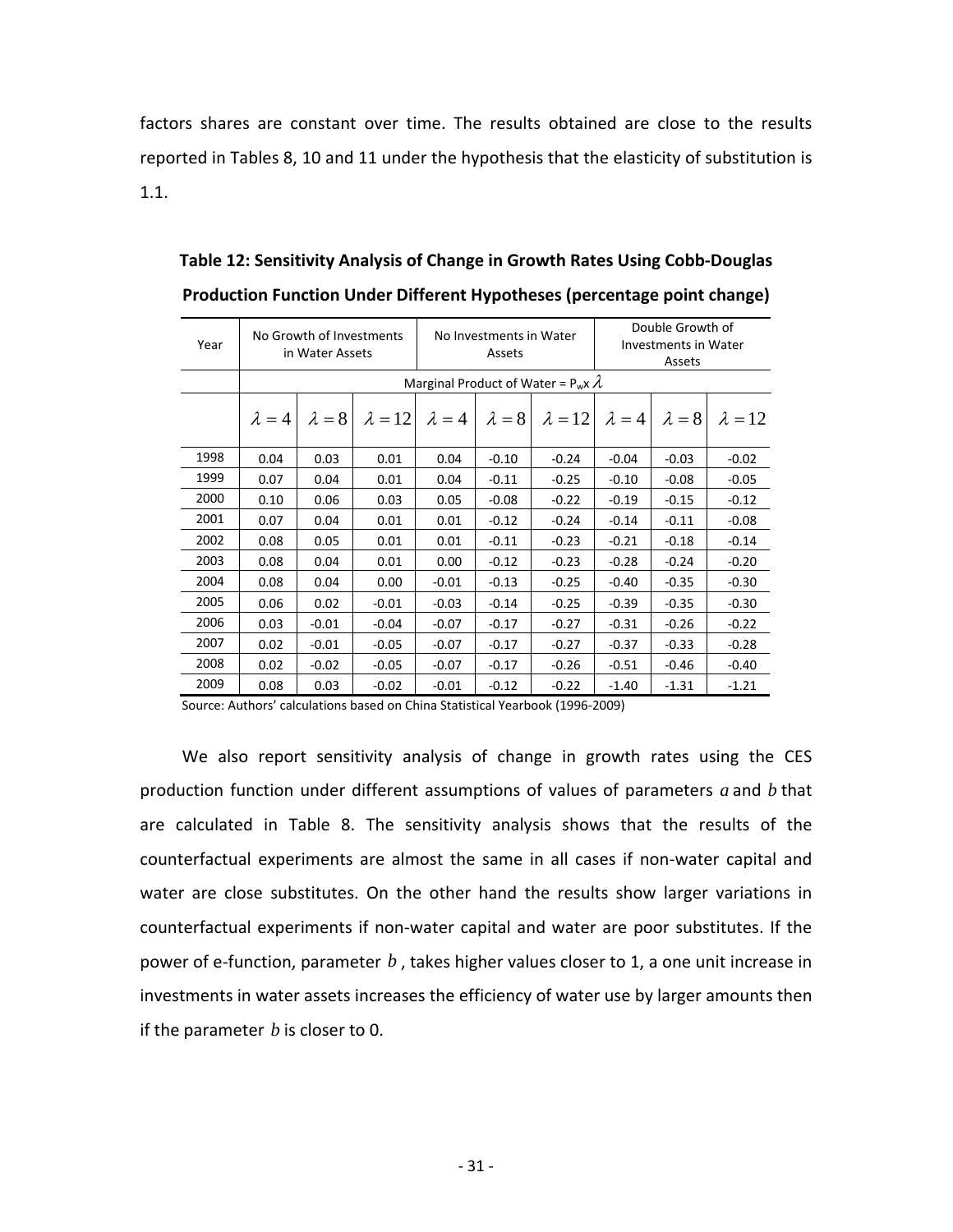factors shares are constant over time. The results obtained are close to the results reported in Tables 8, 10 and 11 under the hypothesis that the elasticity of substitution is 1.1.

**Table 12: Sensitivity Analysis of Change in Growth Rates Using Cobb-Douglas Production Function Under Different Hypotheses (percentage point change)**

| Year | No Growth of Investments in Water Assets | | | No Investments in Water Assets | | | Double Growth of Investments in Water Assets | | |
|---|---|---|---|---|---|---|---|---|---|
| | Marginal Product of Water = $P_w x \lambda$ | | | | | | | | |
| | $\lambda=4$ | $\lambda=8$ | $\lambda=12$ | $\lambda=4$ | $\lambda=8$ | $\lambda=12$ | $\lambda=4$ | $\lambda=8$ | $\lambda=12$ |
| 1998 | 0.04 | 0.03 | 0.01 | 0.04 | -0.10 | -0.24 | -0.04 | -0.03 | -0.02 |
| 1999 | 0.07 | 0.04 | 0.01 | 0.04 | -0.11 | -0.25 | -0.10 | -0.08 | -0.05 |
| 2000 | 0.10 | 0.06 | 0.03 | 0.05 | -0.08 | -0.22 | -0.19 | -0.15 | -0.12 |
| 2001 | 0.07 | 0.04 | 0.01 | 0.01 | -0.12 | -0.24 | -0.14 | -0.11 | -0.08 |
| 2002 | 0.08 | 0.05 | 0.01 | 0.01 | -0.11 | -0.23 | -0.21 | -0.18 | -0.14 |
| 2003 | 0.08 | 0.04 | 0.01 | 0.00 | -0.12 | -0.23 | -0.28 | -0.24 | -0.20 |
| 2004 | 0.08 | 0.04 | 0.00 | -0.01 | -0.13 | -0.25 | -0.40 | -0.35 | -0.30 |
| 2005 | 0.06 | 0.02 | -0.01 | -0.03 | -0.14 | -0.25 | -0.39 | -0.35 | -0.30 |
| 2006 | 0.03 | -0.01 | -0.04 | -0.07 | -0.17 | -0.27 | -0.31 | -0.26 | -0.22 |
| 2007 | 0.02 | -0.01 | -0.05 | -0.07 | -0.17 | -0.27 | -0.37 | -0.33 | -0.28 |
| 2008 | 0.02 | -0.02 | -0.05 | -0.07 | -0.17 | -0.26 | -0.51 | -0.46 | -0.40 |
| 2009 | 0.08 | 0.03 | -0.02 | -0.01 | -0.12 | -0.22 | -1.40 | -1.31 | -1.21 |

Source: Authors' calculations based on China Statistical Yearbook (1996-2009)

We also report sensitivity analysis of change in growth rates using the CES production function under different assumptions of values of parameters $a$ and $b$ that are calculated in Table 8. The sensitivity analysis shows that the results of the counterfactual experiments are almost the same in all cases if non-water capital and water are close substitutes. On the other hand the results show larger variations in counterfactual experiments if non-water capital and water are poor substitutes. If the power of e-function, parameter $b$, takes higher values closer to 1, a one unit increase in investments in water assets increases the efficiency of water use by larger amounts then if the parameter $b$ is closer to 0.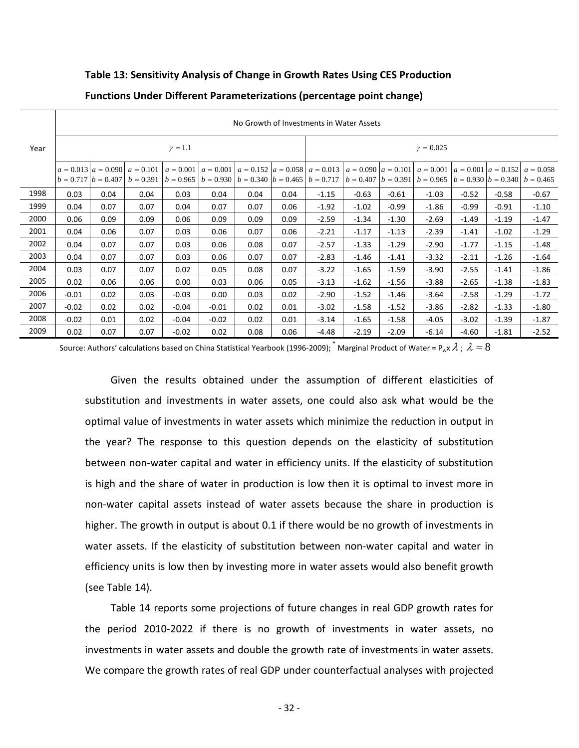**Table 13: Sensitivity Analysis of Change in Growth Rates Using CES Production Functions Under Different Parameterizations (percentage point change)**

| Year | No Growth of Investments in Water Assets | | | | | | | | | | | | | |
|---|---|---|---|---|---|---|---|---|---|---|---|---|---|---|
| | $\gamma = 1.1$ | | | | | | | $\gamma = 0.025$ | | | | | | |
| | $a = 0.013$ $b = 0.717$ | $a = 0.090$ $b = 0.407$ | $a = 0.101$ $b = 0.391$ | $a = 0.001$ $b = 0.965$ | $a = 0.001$ $b = 0.930$ | $a = 0.152$ $b = 0.340$ | $a = 0.058$ $b = 0.465$ | $a = 0.013$ $b = 0.717$ | $a = 0.090$ $b = 0.407$ | $a = 0.101$ $b = 0.391$ | $a = 0.001$ $b = 0.965$ | $a = 0.001$ $b = 0.930$ | $a = 0.152$ $b = 0.340$ | $a = 0.058$ $b = 0.465$ |
| 1998 | 0.03 | 0.04 | 0.04 | 0.03 | 0.04 | 0.04 | 0.04 | -1.15 | -0.63 | -0.61 | -1.03 | -0.52 | -0.58 | -0.67 |
| 1999 | 0.04 | 0.07 | 0.07 | 0.04 | 0.07 | 0.07 | 0.06 | -1.92 | -1.02 | -0.99 | -1.86 | -0.99 | -0.91 | -1.10 |
| 2000 | 0.06 | 0.09 | 0.09 | 0.06 | 0.09 | 0.09 | 0.09 | -2.59 | -1.34 | -1.30 | -2.69 | -1.49 | -1.19 | -1.47 |
| 2001 | 0.04 | 0.06 | 0.07 | 0.03 | 0.06 | 0.07 | 0.06 | -2.21 | -1.17 | -1.13 | -2.39 | -1.41 | -1.02 | -1.29 |
| 2002 | 0.04 | 0.07 | 0.07 | 0.03 | 0.06 | 0.08 | 0.07 | -2.57 | -1.33 | -1.29 | -2.90 | -1.77 | -1.15 | -1.48 |
| 2003 | 0.04 | 0.07 | 0.07 | 0.03 | 0.06 | 0.07 | 0.07 | -2.83 | -1.46 | -1.41 | -3.32 | -2.11 | -1.26 | -1.64 |
| 2004 | 0.03 | 0.07 | 0.07 | 0.02 | 0.05 | 0.08 | 0.07 | -3.22 | -1.65 | -1.59 | -3.90 | -2.55 | -1.41 | -1.86 |
| 2005 | 0.02 | 0.06 | 0.06 | 0.00 | 0.03 | 0.06 | 0.05 | -3.13 | -1.62 | -1.56 | -3.88 | -2.65 | -1.38 | -1.83 |
| 2006 | -0.01 | 0.02 | 0.03 | -0.03 | 0.00 | 0.03 | 0.02 | -2.90 | -1.52 | -1.46 | -3.64 | -2.58 | -1.29 | -1.72 |
| 2007 | -0.02 | 0.02 | 0.02 | -0.04 | -0.01 | 0.02 | 0.01 | -3.02 | -1.58 | -1.52 | -3.86 | -2.82 | -1.33 | -1.80 |
| 2008 | -0.02 | 0.01 | 0.02 | -0.04 | -0.02 | 0.02 | 0.01 | -3.14 | -1.65 | -1.58 | -4.05 | -3.02 | -1.39 | -1.87 |
| 2009 | 0.02 | 0.07 | 0.07 | -0.02 | 0.02 | 0.08 | 0.06 | -4.48 | -2.19 | -2.09 | -6.14 | -4.60 | -1.81 | -2.52 |

Source: Authors' calculations based on China Statistical Yearbook (1996-2009); * Marginal Product of Water = $P_w \times \lambda$ ; $\lambda = 8$

Given the results obtained under the assumption of different elasticities of substitution and investments in water assets, one could also ask what would be the optimal value of investments in water assets which minimize the reduction in output in the year? The response to this question depends on the elasticity of substitution between non-water capital and water in efficiency units. If the elasticity of substitution is high and the share of water in production is low then it is optimal to invest more in non-water capital assets instead of water assets because the share in production is higher. The growth in output is about 0.1 if there would be no growth of investments in water assets. If the elasticity of substitution between non-water capital and water in efficiency units is low then by investing more in water assets would also benefit growth (see Table 14).

Table 14 reports some projections of future changes in real GDP growth rates for the period 2010-2022 if there is no growth of investments in water assets, no investments in water assets and double the growth rate of investments in water assets. We compare the growth rates of real GDP under counterfactual analyses with projected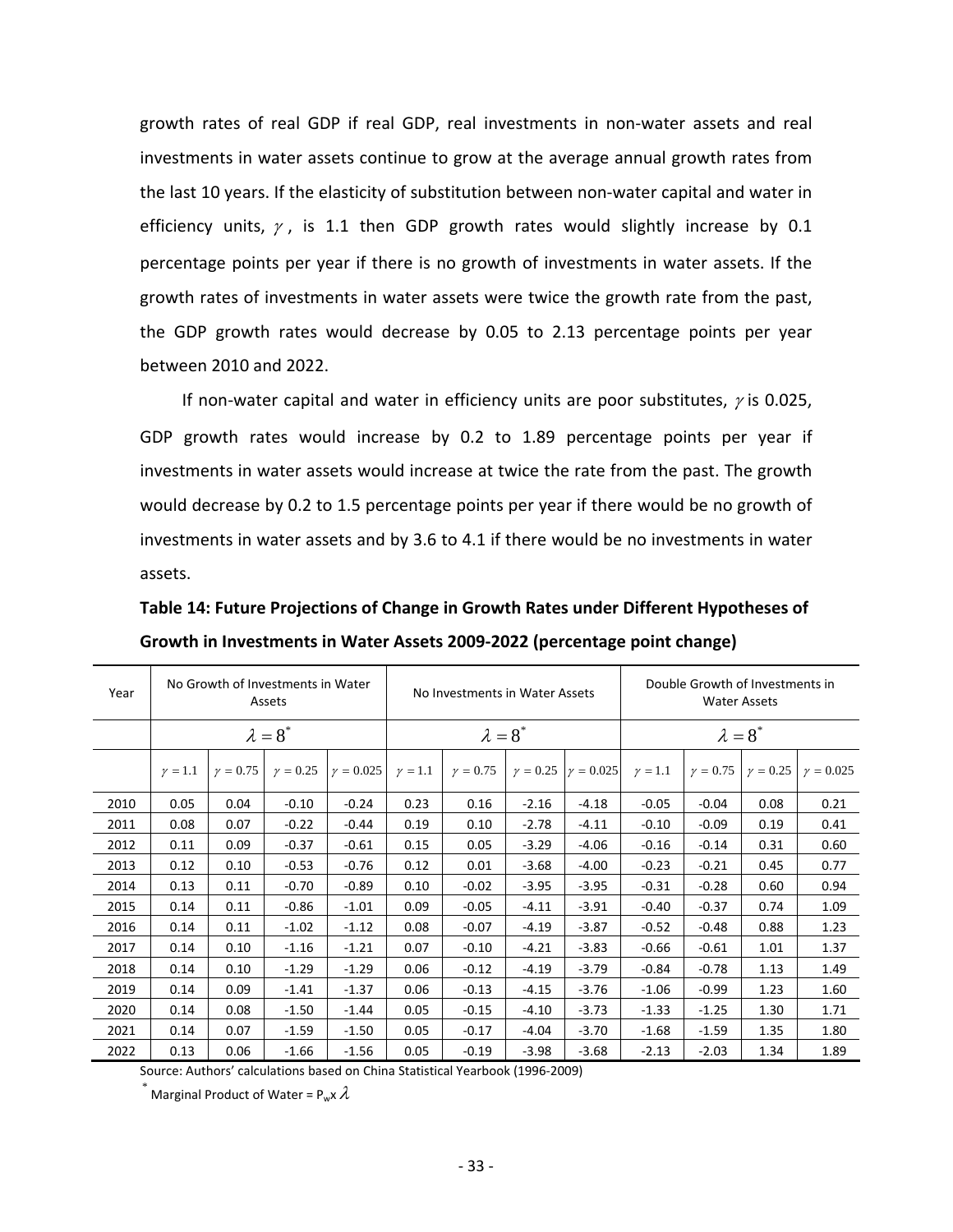growth rates of real GDP if real GDP, real investments in non-water assets and real investments in water assets continue to grow at the average annual growth rates from the last 10 years. If the elasticity of substitution between non-water capital and water in efficiency units, $\gamma$, is 1.1 then GDP growth rates would slightly increase by 0.1 percentage points per year if there is no growth of investments in water assets. If the growth rates of investments in water assets were twice the growth rate from the past, the GDP growth rates would decrease by 0.05 to 2.13 percentage points per year between 2010 and 2022.

If non-water capital and water in efficiency units are poor substitutes, $\gamma$ is 0.025, GDP growth rates would increase by 0.2 to 1.89 percentage points per year if investments in water assets would increase at twice the rate from the past. The growth would decrease by 0.2 to 1.5 percentage points per year if there would be no growth of investments in water assets and by 3.6 to 4.1 if there would be no investments in water assets.

**Table 14: Future Projections of Change in Growth Rates under Different Hypotheses of Growth in Investments in Water Assets 2009-2022 (percentage point change)**

| Year | No Growth of Investments in Water Assets | | | | No Investments in Water Assets | | | | Double Growth of Investments in Water Assets | | | |
|---|---|---|---|---|---|---|---|---|---|---|---|---|
| | $\lambda = 8^*$ | | | | $\lambda = 8^*$ | | | | $\lambda = 8^*$ | | | |
| | $\gamma = 1.1$ | $\gamma = 0.75$ | $\gamma = 0.25$ | $\gamma = 0.025$ | $\gamma = 1.1$ | $\gamma = 0.75$ | $\gamma = 0.25$ | $\gamma = 0.025$ | $\gamma = 1.1$ | $\gamma = 0.75$ | $\gamma = 0.25$ | $\gamma = 0.025$ |
| 2010 | 0.05 | 0.04 | -0.10 | -0.24 | 0.23 | 0.16 | -2.16 | -4.18 | -0.05 | -0.04 | 0.08 | 0.21 |
| 2011 | 0.08 | 0.07 | -0.22 | -0.44 | 0.19 | 0.10 | -2.78 | -4.11 | -0.10 | -0.09 | 0.19 | 0.41 |
| 2012 | 0.11 | 0.09 | -0.37 | -0.61 | 0.15 | 0.05 | -3.29 | -4.06 | -0.16 | -0.14 | 0.31 | 0.60 |
| 2013 | 0.12 | 0.10 | -0.53 | -0.76 | 0.12 | 0.01 | -3.68 | -4.00 | -0.23 | -0.21 | 0.45 | 0.77 |
| 2014 | 0.13 | 0.11 | -0.70 | -0.89 | 0.10 | -0.02 | -3.95 | -3.95 | -0.31 | -0.28 | 0.60 | 0.94 |
| 2015 | 0.14 | 0.11 | -0.86 | -1.01 | 0.09 | -0.05 | -4.11 | -3.91 | -0.40 | -0.37 | 0.74 | 1.09 |
| 2016 | 0.14 | 0.11 | -1.02 | -1.12 | 0.08 | -0.07 | -4.19 | -3.87 | -0.52 | -0.48 | 0.88 | 1.23 |
| 2017 | 0.14 | 0.10 | -1.16 | -1.21 | 0.07 | -0.10 | -4.21 | -3.83 | -0.66 | -0.61 | 1.01 | 1.37 |
| 2018 | 0.14 | 0.10 | -1.29 | -1.29 | 0.06 | -0.12 | -4.19 | -3.79 | -0.84 | -0.78 | 1.13 | 1.49 |
| 2019 | 0.14 | 0.09 | -1.41 | -1.37 | 0.06 | -0.13 | -4.15 | -3.76 | -1.06 | -0.99 | 1.23 | 1.60 |
| 2020 | 0.14 | 0.08 | -1.50 | -1.44 | 0.05 | -0.15 | -4.10 | -3.73 | -1.33 | -1.25 | 1.30 | 1.71 |
| 2021 | 0.14 | 0.07 | -1.59 | -1.50 | 0.05 | -0.17 | -4.04 | -3.70 | -1.68 | -1.59 | 1.35 | 1.80 |
| 2022 | 0.13 | 0.06 | -1.66 | -1.56 | 0.05 | -0.19 | -3.98 | -3.68 | -2.13 | -2.03 | 1.34 | 1.89 |

Source: Authors' calculations based on China Statistical Yearbook (1996-2009)

\* Marginal Product of Water = $P_w \times \lambda$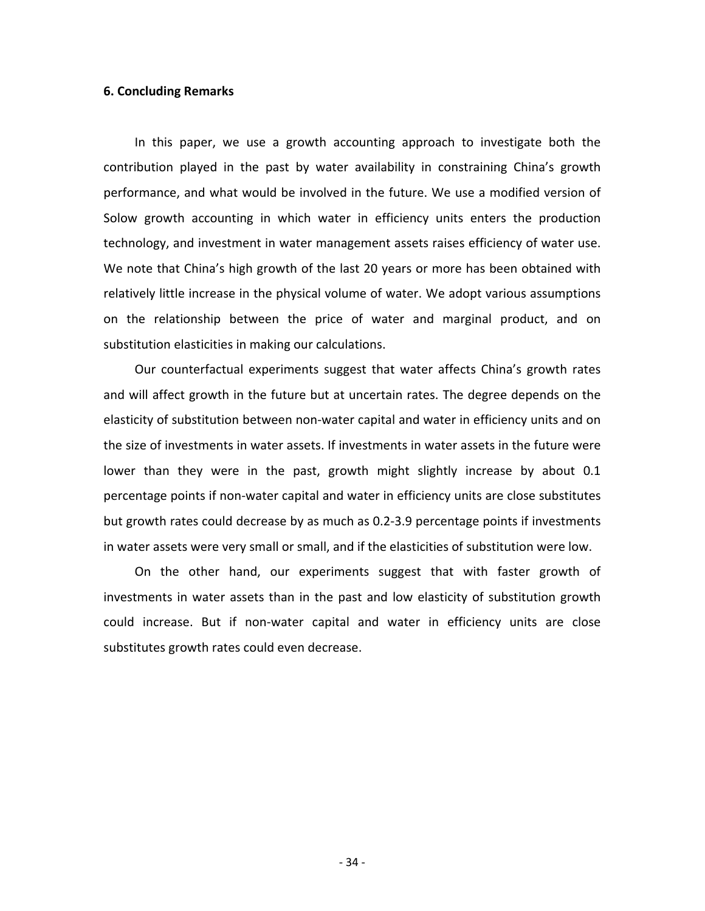## 6. Concluding Remarks

In this paper, we use a growth accounting approach to investigate both the contribution played in the past by water availability in constraining China's growth performance, and what would be involved in the future. We use a modified version of Solow growth accounting in which water in efficiency units enters the production technology, and investment in water management assets raises efficiency of water use. We note that China's high growth of the last 20 years or more has been obtained with relatively little increase in the physical volume of water. We adopt various assumptions on the relationship between the price of water and marginal product, and on substitution elasticities in making our calculations.

Our counterfactual experiments suggest that water affects China's growth rates and will affect growth in the future but at uncertain rates. The degree depends on the elasticity of substitution between non-water capital and water in efficiency units and on the size of investments in water assets. If investments in water assets in the future were lower than they were in the past, growth might slightly increase by about 0.1 percentage points if non-water capital and water in efficiency units are close substitutes but growth rates could decrease by as much as 0.2-3.9 percentage points if investments in water assets were very small or small, and if the elasticities of substitution were low.

On the other hand, our experiments suggest that with faster growth of investments in water assets than in the past and low elasticity of substitution growth could increase. But if non-water capital and water in efficiency units are close substitutes growth rates could even decrease.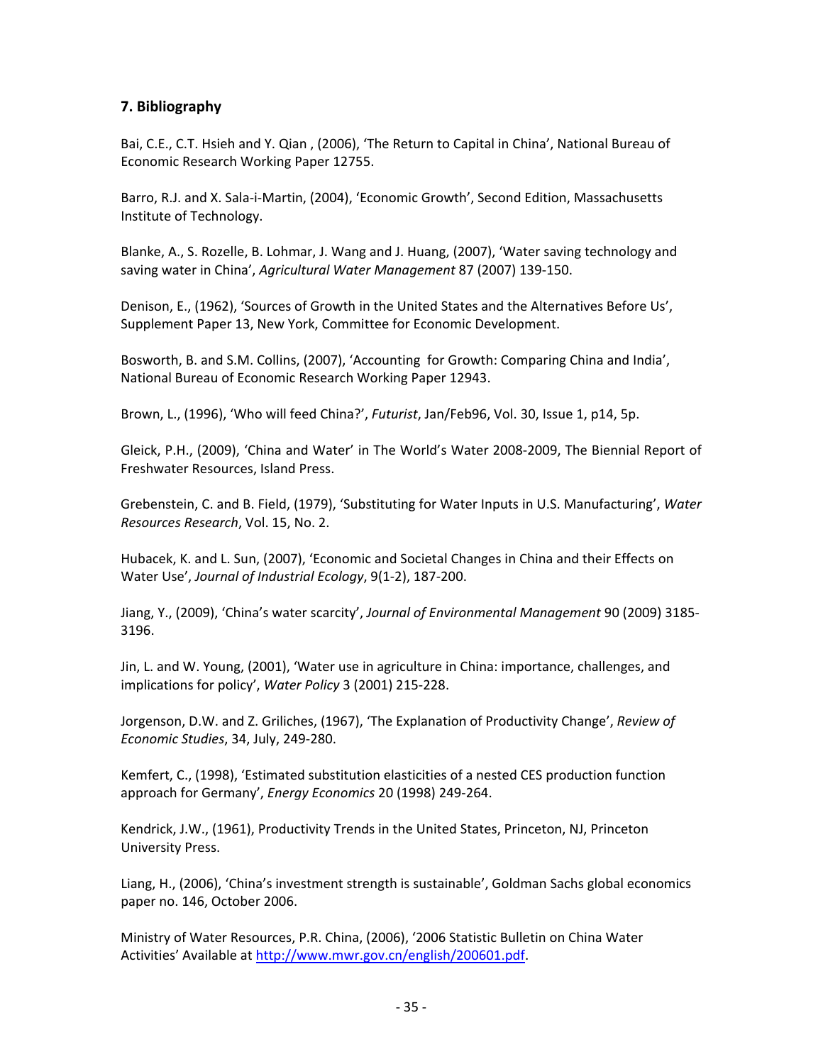## 7. Bibliography

Bai, C.E., C.T. Hsieh and Y. Qian , (2006), 'The Return to Capital in China', National Bureau of Economic Research Working Paper 12755.

Barro, R.J. and X. Sala-i-Martin, (2004), 'Economic Growth', Second Edition, Massachusetts Institute of Technology.

Blanke, A., S. Rozelle, B. Lohmar, J. Wang and J. Huang, (2007), 'Water saving technology and saving water in China', *Agricultural Water Management* 87 (2007) 139-150.

Denison, E., (1962), 'Sources of Growth in the United States and the Alternatives Before Us', Supplement Paper 13, New York, Committee for Economic Development.

Bosworth, B. and S.M. Collins, (2007), 'Accounting for Growth: Comparing China and India', National Bureau of Economic Research Working Paper 12943.

Brown, L., (1996), 'Who will feed China?', *Futurist*, Jan/Feb96, Vol. 30, Issue 1, p14, 5p.

Gleick, P.H., (2009), 'China and Water' in The World's Water 2008-2009, The Biennial Report of Freshwater Resources, Island Press.

Grebenstein, C. and B. Field, (1979), 'Substituting for Water Inputs in U.S. Manufacturing', *Water Resources Research*, Vol. 15, No. 2.

Hubacek, K. and L. Sun, (2007), 'Economic and Societal Changes in China and their Effects on Water Use', *Journal of Industrial Ecology*, 9(1-2), 187-200.

Jiang, Y., (2009), 'China's water scarcity', *Journal of Environmental Management* 90 (2009) 3185-3196.

Jin, L. and W. Young, (2001), 'Water use in agriculture in China: importance, challenges, and implications for policy', *Water Policy* 3 (2001) 215-228.

Jorgenson, D.W. and Z. Griliches, (1967), 'The Explanation of Productivity Change', *Review of Economic Studies*, 34, July, 249-280.

Kemfert, C., (1998), 'Estimated substitution elasticities of a nested CES production function approach for Germany', *Energy Economics* 20 (1998) 249-264.

Kendrick, J.W., (1961), Productivity Trends in the United States, Princeton, NJ, Princeton University Press.

Liang, H., (2006), 'China's investment strength is sustainable', Goldman Sachs global economics paper no. 146, October 2006.

Ministry of Water Resources, P.R. China, (2006), '2006 Statistic Bulletin on China Water Activities' Available at http://www.mwr.gov.cn/english/200601.pdf.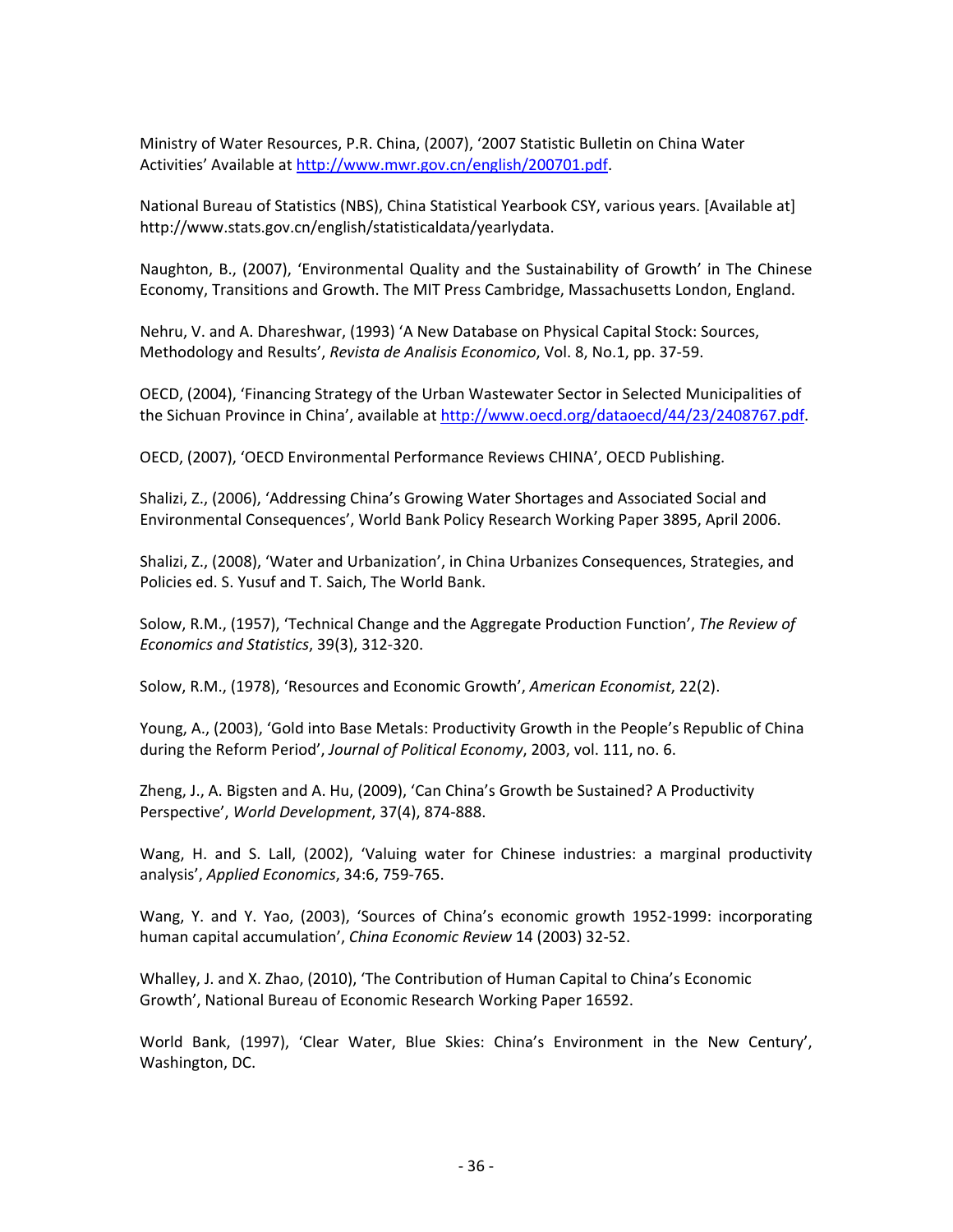Ministry of Water Resources, P.R. China, (2007), '2007 Statistic Bulletin on China Water Activities' Available at http://www.mwr.gov.cn/english/200701.pdf.

National Bureau of Statistics (NBS), China Statistical Yearbook CSY, various years. [Available at] http://www.stats.gov.cn/english/statisticaldata/yearlydata.

Naughton, B., (2007), 'Environmental Quality and the Sustainability of Growth' in The Chinese Economy, Transitions and Growth. The MIT Press Cambridge, Massachusetts London, England.

Nehru, V. and A. Dhareshwar, (1993) 'A New Database on Physical Capital Stock: Sources, Methodology and Results', *Revista de Analisis Economico*, Vol. 8, No.1, pp. 37-59.

OECD, (2004), 'Financing Strategy of the Urban Wastewater Sector in Selected Municipalities of the Sichuan Province in China', available at http://www.oecd.org/dataoecd/44/23/2408767.pdf.

OECD, (2007), 'OECD Environmental Performance Reviews CHINA', OECD Publishing.

Shalizi, Z., (2006), 'Addressing China's Growing Water Shortages and Associated Social and Environmental Consequences', World Bank Policy Research Working Paper 3895, April 2006.

Shalizi, Z., (2008), 'Water and Urbanization', in China Urbanizes Consequences, Strategies, and Policies ed. S. Yusuf and T. Saich, The World Bank.

Solow, R.M., (1957), 'Technical Change and the Aggregate Production Function', *The Review of Economics and Statistics*, 39(3), 312-320.

Solow, R.M., (1978), 'Resources and Economic Growth', *American Economist*, 22(2).

Young, A., (2003), 'Gold into Base Metals: Productivity Growth in the People's Republic of China during the Reform Period', *Journal of Political Economy*, 2003, vol. 111, no. 6.

Zheng, J., A. Bigsten and A. Hu, (2009), 'Can China's Growth be Sustained? A Productivity Perspective', *World Development*, 37(4), 874-888.

Wang, H. and S. Lall, (2002), 'Valuing water for Chinese industries: a marginal productivity analysis', *Applied Economics*, 34:6, 759-765.

Wang, Y. and Y. Yao, (2003), 'Sources of China's economic growth 1952-1999: incorporating human capital accumulation', *China Economic Review* 14 (2003) 32-52.

Whalley, J. and X. Zhao, (2010), 'The Contribution of Human Capital to China's Economic Growth', National Bureau of Economic Research Working Paper 16592.

World Bank, (1997), 'Clear Water, Blue Skies: China's Environment in the New Century', Washington, DC.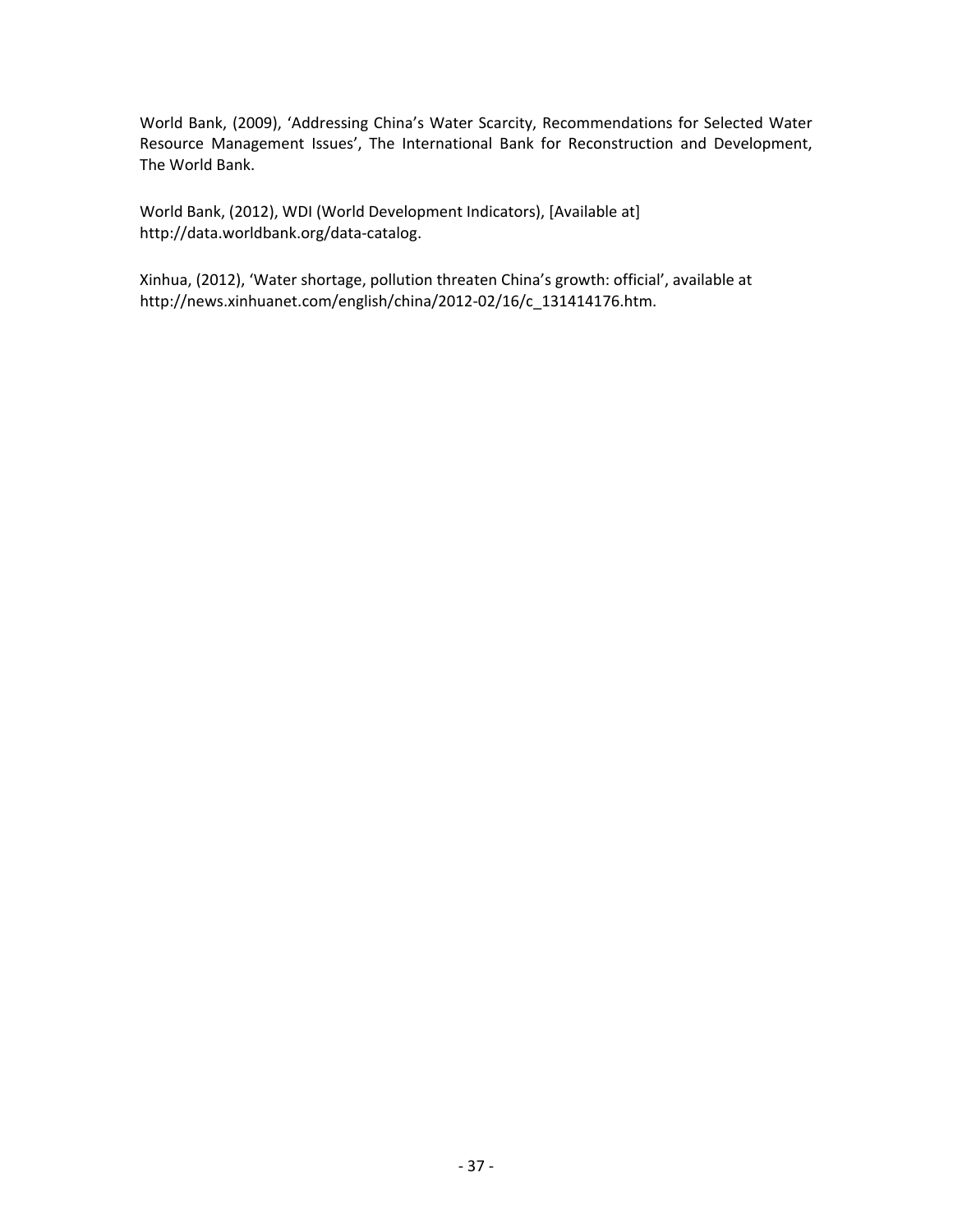World Bank, (2009), 'Addressing China's Water Scarcity, Recommendations for Selected Water Resource Management Issues', The International Bank for Reconstruction and Development, The World Bank.

World Bank, (2012), WDI (World Development Indicators), [Available at] http://data.worldbank.org/data-catalog.

Xinhua, (2012), 'Water shortage, pollution threaten China's growth: official', available at http://news.xinhuanet.com/english/china/2012-02/16/c_131414176.htm.